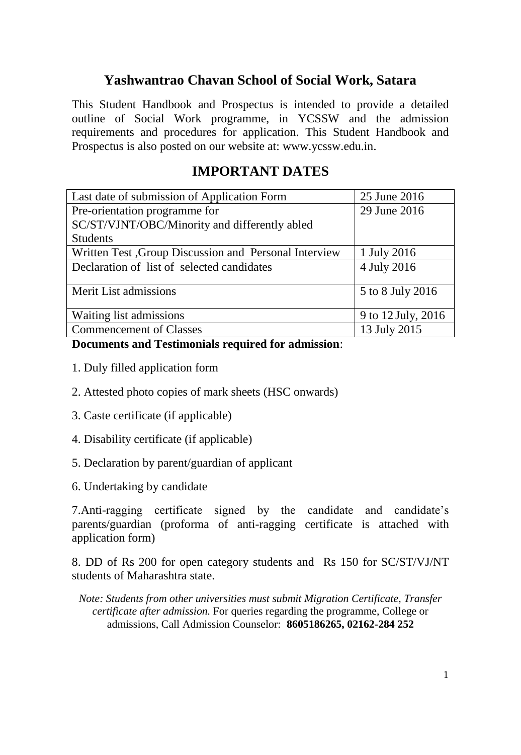# Yashwantrao Chavan School of Social Work, Satara

This Student Handbook and Prospectus is intended to provide a detailed outline of Social Work programme, in YCSSW and the admission requirements and procedures for application. This Student Handbook and Prospectus is also posted on our website at: www.ycssw.edu.in.

## IMPORTANT DATES

| | |
|---|---|
| Last date of submission of Application Form | 25 June 2016 |
| Pre-orientation programme for SC/ST/VJNT/OBC/Minority and differently abled Students | 29 June 2016 |
| Written Test ,Group Discussion and Personal Interview | 1 July 2016 |
| Declaration of list of selected candidates | 4 July 2016 |
| Merit List admissions | 5 to 8 July 2016 |
| Waiting list admissions | 9 to 12 July, 2016 |
| Commencement of Classes | 13 July 2015 |

**Documents and Testimonials required for admission**:

1. Duly filled application form

2. Attested photo copies of mark sheets (HSC onwards)

3. Caste certificate (if applicable)

4. Disability certificate (if applicable)

5. Declaration by parent/guardian of applicant

6. Undertaking by candidate

7.Anti-ragging certificate signed by the candidate and candidate's parents/guardian (proforma of anti-ragging certificate is attached with application form)

8. DD of Rs 200 for open category students and Rs 150 for SC/ST/VJ/NT students of Maharashtra state.

*Note: Students from other universities must submit Migration Certificate, Transfer certificate after admission.* For queries regarding the programme, College or admissions, Call Admission Counselor: **8605186265, 02162-284 252**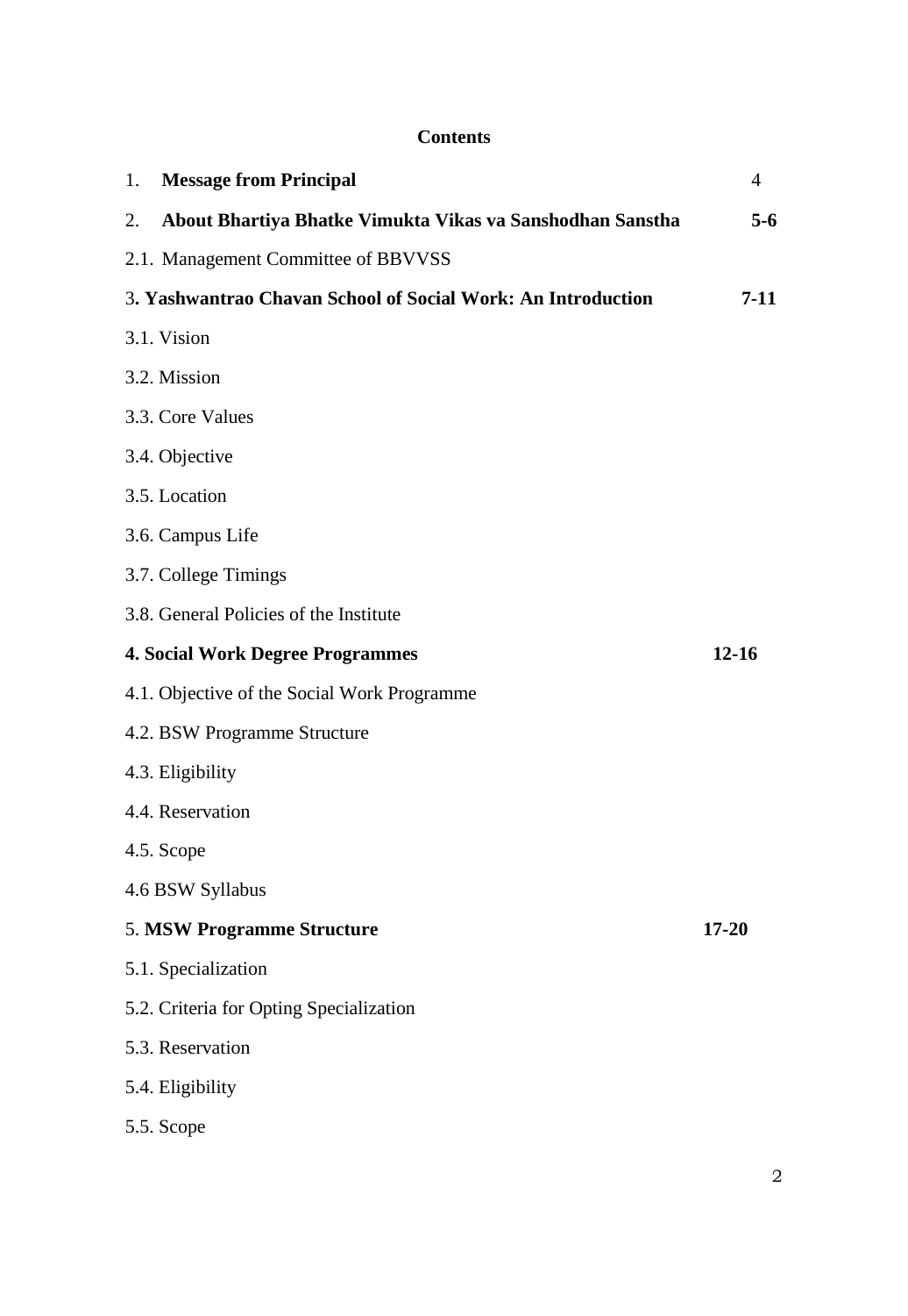**Contents**

| | |
|---|---|
| 1. **Message from Principal** | 4 |
| 2. **About Bhartiya Bhatke Vimukta Vikas va Sanshodhan Sanstha** | **5-6** |
| 2.1. Management Committee of BBVVSS | |
| 3**. Yashwantrao Chavan School of Social Work: An Introduction** | **7-11** |
| 3.1. Vision | |
| 3.2. Mission | |
| 3.3. Core Values | |
| 3.4. Objective | |
| 3.5. Location | |
| 3.6. Campus Life | |
| 3.7. College Timings | |
| 3.8. General Policies of the Institute | |
| **4. Social Work Degree Programmes** | **12-16** |
| 4.1. Objective of the Social Work Programme | |
| 4.2. BSW Programme Structure | |
| 4.3. Eligibility | |
| 4.4. Reservation | |
| 4.5. Scope | |
| 4.6 BSW Syllabus | |
| 5. **MSW Programme Structure** | **17-20** |
| 5.1. Specialization | |
| 5.2. Criteria for Opting Specialization | |
| 5.3. Reservation | |
| 5.4. Eligibility | |
| 5.5. Scope | |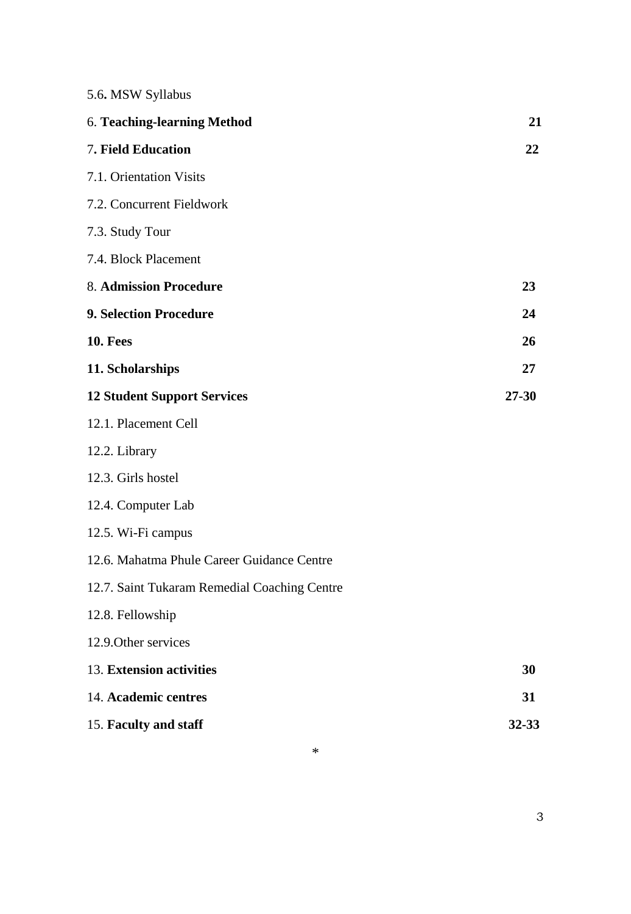5.6**.** MSW Syllabus

| | |
|---|---|
| 6. **Teaching-learning Method** | **21** |
| 7**. Field Education** | **22** |
| 7.1. Orientation Visits | |
| 7.2. Concurrent Fieldwork | |
| 7.3. Study Tour | |
| 7.4. Block Placement | |
| 8. **Admission Procedure** | **23** |
| **9. Selection Procedure** | **24** |
| **10. Fees** | **26** |
| **11. Scholarships** | **27** |
| **12 Student Support Services** | **27-30** |
| 12.1. Placement Cell | |
| 12.2. Library | |
| 12.3. Girls hostel | |
| 12.4. Computer Lab | |
| 12.5. Wi-Fi campus | |
| 12.6. Mahatma Phule Career Guidance Centre | |
| 12.7. Saint Tukaram Remedial Coaching Centre | |
| 12.8. Fellowship | |
| 12.9.Other services | |
| 13. **Extension activities** | **30** |
| 14. **Academic centres** | **31** |
| 15. **Faculty and staff** | **32-33** |

*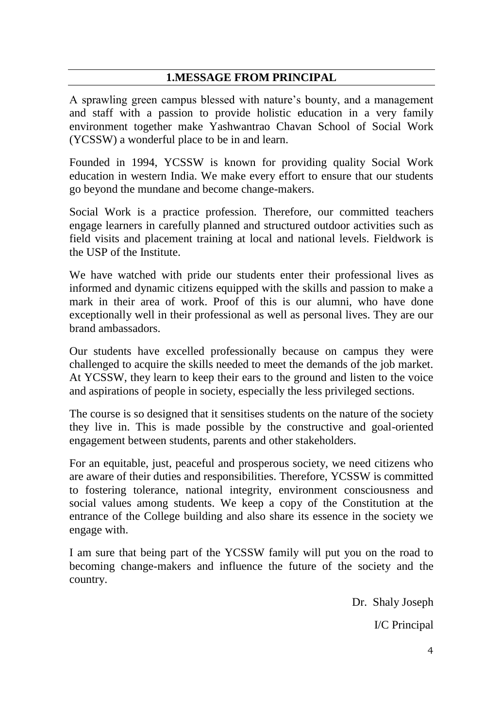## 1.MESSAGE FROM PRINCIPAL

A sprawling green campus blessed with nature's bounty, and a management and staff with a passion to provide holistic education in a very family environment together make Yashwantrao Chavan School of Social Work (YCSSW) a wonderful place to be in and learn.

Founded in 1994, YCSSW is known for providing quality Social Work education in western India. We make every effort to ensure that our students go beyond the mundane and become change-makers.

Social Work is a practice profession. Therefore, our committed teachers engage learners in carefully planned and structured outdoor activities such as field visits and placement training at local and national levels. Fieldwork is the USP of the Institute.

We have watched with pride our students enter their professional lives as informed and dynamic citizens equipped with the skills and passion to make a mark in their area of work. Proof of this is our alumni, who have done exceptionally well in their professional as well as personal lives. They are our brand ambassadors.

Our students have excelled professionally because on campus they were challenged to acquire the skills needed to meet the demands of the job market. At YCSSW, they learn to keep their ears to the ground and listen to the voice and aspirations of people in society, especially the less privileged sections.

The course is so designed that it sensitises students on the nature of the society they live in. This is made possible by the constructive and goal-oriented engagement between students, parents and other stakeholders.

For an equitable, just, peaceful and prosperous society, we need citizens who are aware of their duties and responsibilities. Therefore, YCSSW is committed to fostering tolerance, national integrity, environment consciousness and social values among students. We keep a copy of the Constitution at the entrance of the College building and also share its essence in the society we engage with.

I am sure that being part of the YCSSW family will put you on the road to becoming change-makers and influence the future of the society and the country.

Dr. Shaly Joseph

I/C Principal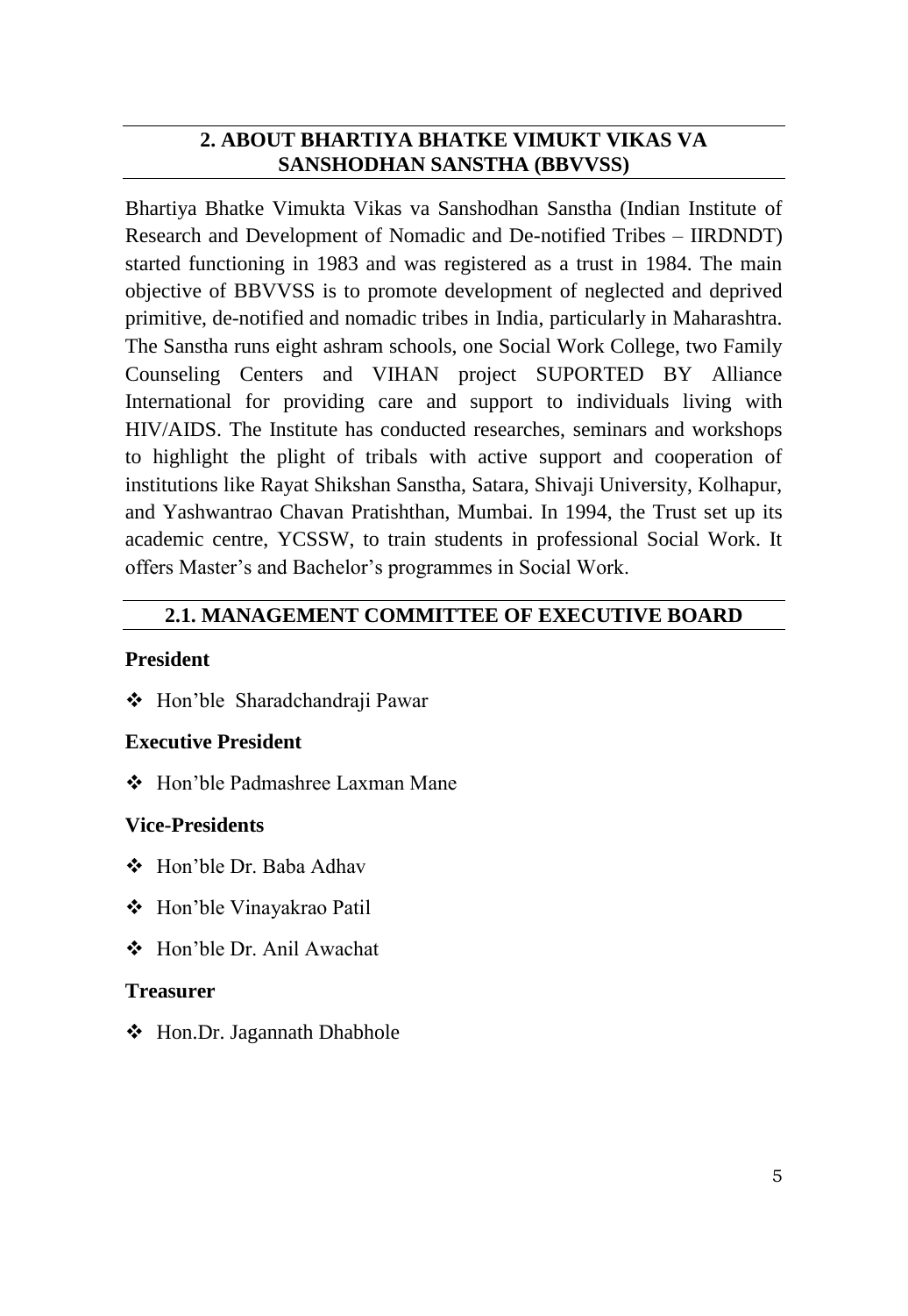## 2. ABOUT BHARTIYA BHATKE VIMUKT VIKAS VA SANSHODHAN SANSTHA (BBVVSS)

Bhartiya Bhatke Vimukta Vikas va Sanshodhan Sanstha (Indian Institute of Research and Development of Nomadic and De-notified Tribes – IIRDNDT) started functioning in 1983 and was registered as a trust in 1984. The main objective of BBVVSS is to promote development of neglected and deprived primitive, de-notified and nomadic tribes in India, particularly in Maharashtra. The Sanstha runs eight ashram schools, one Social Work College, two Family Counseling Centers and VIHAN project SUPORTED BY Alliance International for providing care and support to individuals living with HIV/AIDS. The Institute has conducted researches, seminars and workshops to highlight the plight of tribals with active support and cooperation of institutions like Rayat Shikshan Sanstha, Satara, Shivaji University, Kolhapur, and Yashwantrao Chavan Pratishthan, Mumbai. In 1994, the Trust set up its academic centre, YCSSW, to train students in professional Social Work. It offers Master's and Bachelor's programmes in Social Work.

### 2.1. MANAGEMENT COMMITTEE OF EXECUTIVE BOARD

**President**

- Hon'ble Sharadchandraji Pawar

**Executive President**

- Hon'ble Padmashree Laxman Mane

**Vice-Presidents**

- Hon'ble Dr. Baba Adhav
- Hon'ble Vinayakrao Patil
- Hon'ble Dr. Anil Awachat

**Treasurer**

- Hon.Dr. Jagannath Dhabhole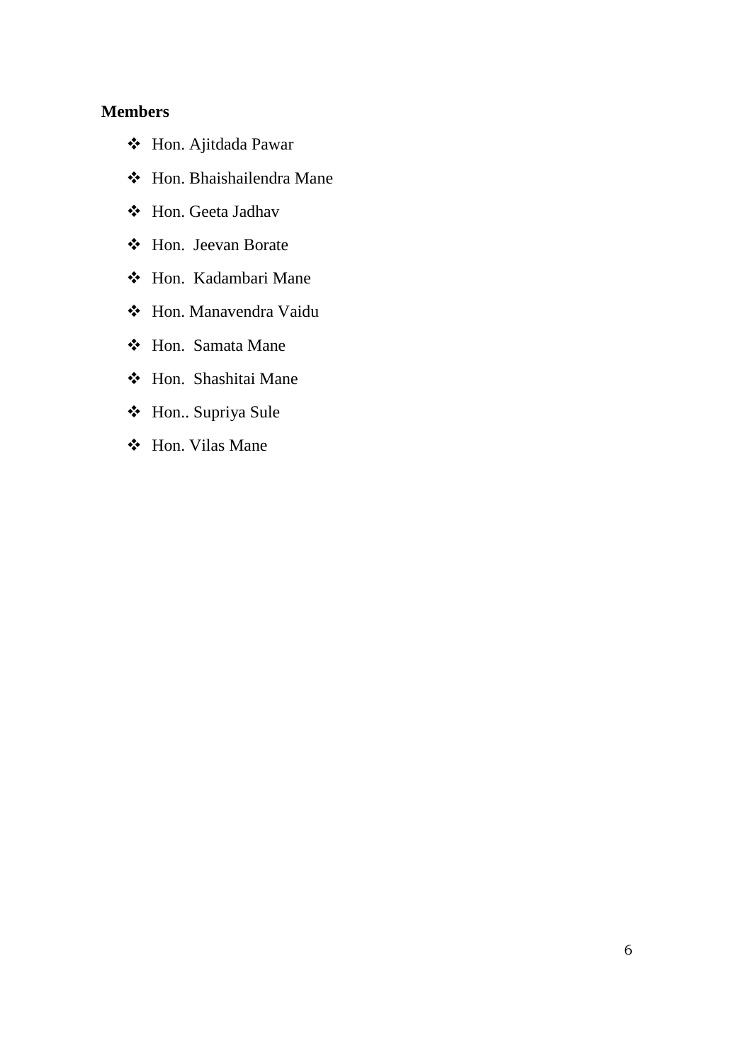**Members**

- Hon. Ajitdada Pawar
- Hon. Bhaishailendra Mane
- Hon. Geeta Jadhav
- Hon. Jeevan Borate
- Hon. Kadambari Mane
- Hon. Manavendra Vaidu
- Hon. Samata Mane
- Hon. Shashitai Mane
- Hon.. Supriya Sule
- Hon. Vilas Mane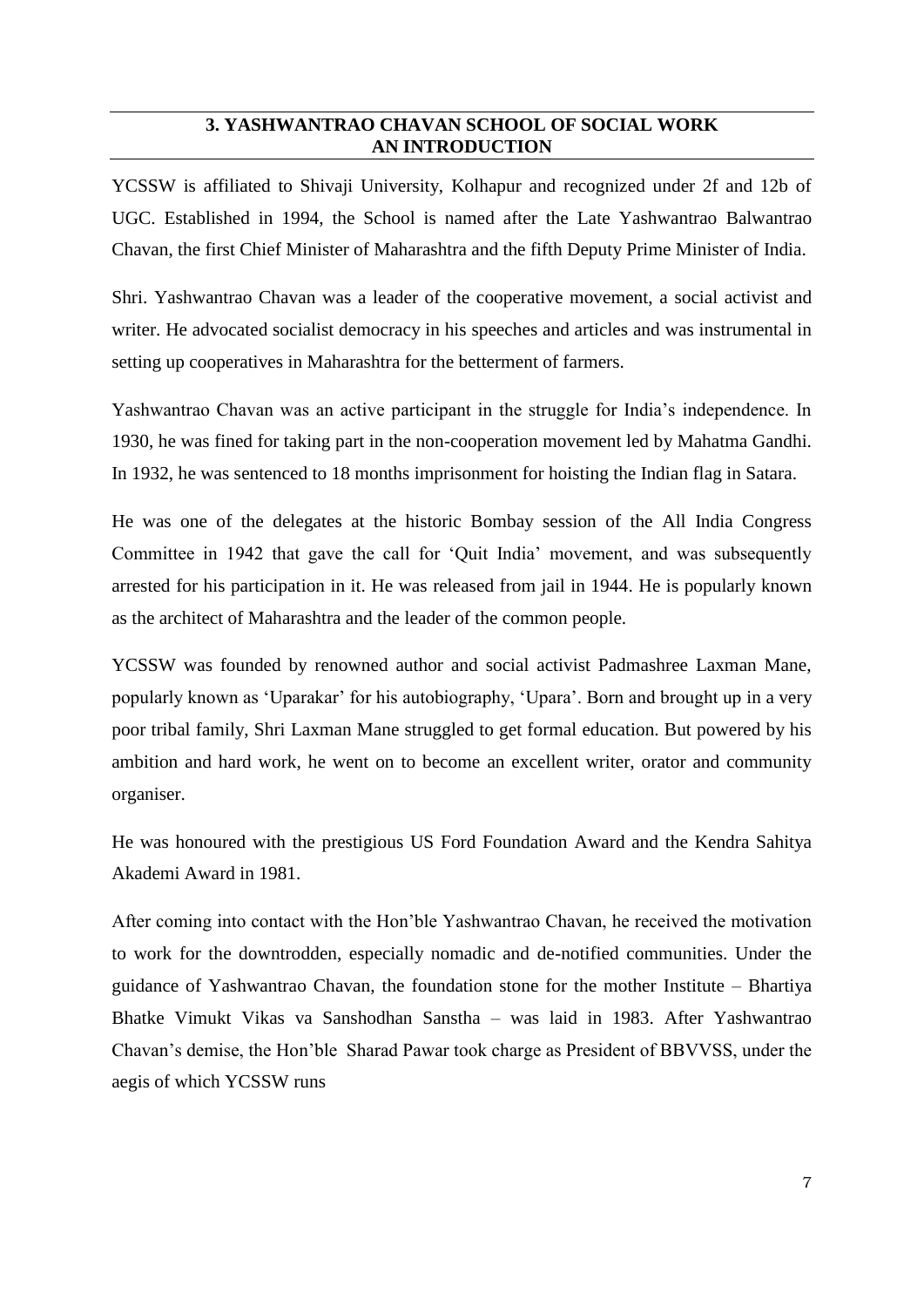## 3. YASHWANTRAO CHAVAN SCHOOL OF SOCIAL WORK AN INTRODUCTION

YCSSW is affiliated to Shivaji University, Kolhapur and recognized under 2f and 12b of UGC. Established in 1994, the School is named after the Late Yashwantrao Balwantrao Chavan, the first Chief Minister of Maharashtra and the fifth Deputy Prime Minister of India.

Shri. Yashwantrao Chavan was a leader of the cooperative movement, a social activist and writer. He advocated socialist democracy in his speeches and articles and was instrumental in setting up cooperatives in Maharashtra for the betterment of farmers.

Yashwantrao Chavan was an active participant in the struggle for India's independence. In 1930, he was fined for taking part in the non-cooperation movement led by Mahatma Gandhi. In 1932, he was sentenced to 18 months imprisonment for hoisting the Indian flag in Satara.

He was one of the delegates at the historic Bombay session of the All India Congress Committee in 1942 that gave the call for 'Quit India' movement, and was subsequently arrested for his participation in it. He was released from jail in 1944. He is popularly known as the architect of Maharashtra and the leader of the common people.

YCSSW was founded by renowned author and social activist Padmashree Laxman Mane, popularly known as 'Uparakar' for his autobiography, 'Upara'. Born and brought up in a very poor tribal family, Shri Laxman Mane struggled to get formal education. But powered by his ambition and hard work, he went on to become an excellent writer, orator and community organiser.

He was honoured with the prestigious US Ford Foundation Award and the Kendra Sahitya Akademi Award in 1981.

After coming into contact with the Hon'ble Yashwantrao Chavan, he received the motivation to work for the downtrodden, especially nomadic and de-notified communities. Under the guidance of Yashwantrao Chavan, the foundation stone for the mother Institute – Bhartiya Bhatke Vimukt Vikas va Sanshodhan Sanstha – was laid in 1983. After Yashwantrao Chavan's demise, the Hon'ble Sharad Pawar took charge as President of BBVVSS, under the aegis of which YCSSW runs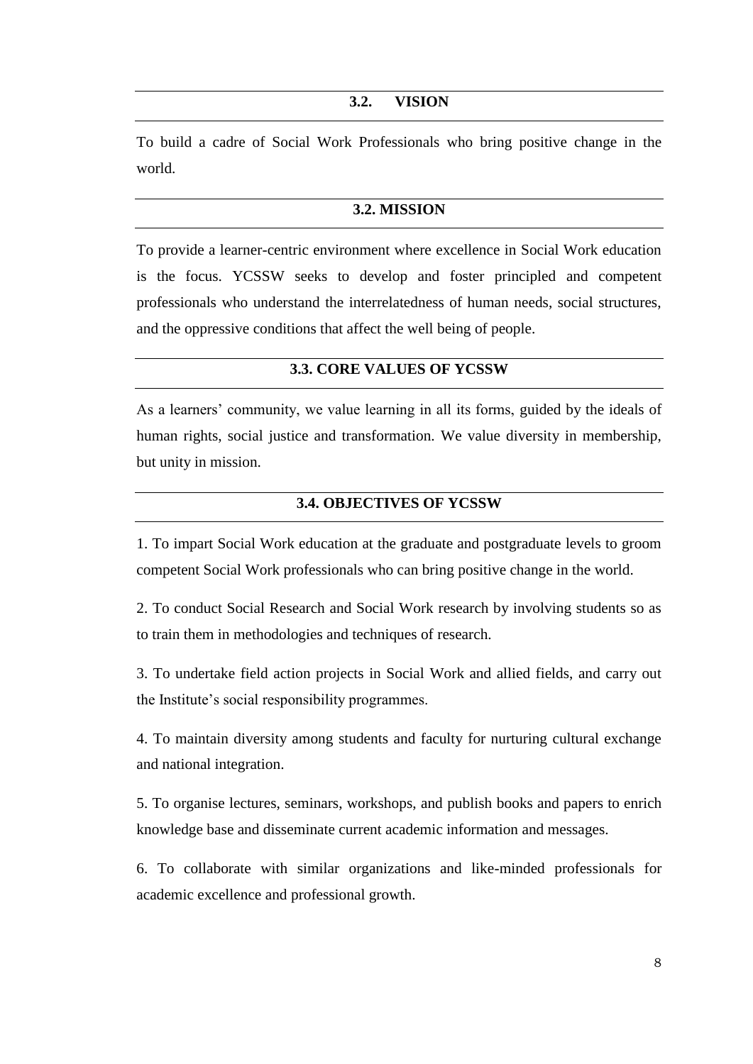## 3.2. VISION

To build a cadre of Social Work Professionals who bring positive change in the world.

## 3.2. MISSION

To provide a learner-centric environment where excellence in Social Work education is the focus. YCSSW seeks to develop and foster principled and competent professionals who understand the interrelatedness of human needs, social structures, and the oppressive conditions that affect the well being of people.

## 3.3. CORE VALUES OF YCSSW

As a learners' community, we value learning in all its forms, guided by the ideals of human rights, social justice and transformation. We value diversity in membership, but unity in mission.

## 3.4. OBJECTIVES OF YCSSW

1. To impart Social Work education at the graduate and postgraduate levels to groom competent Social Work professionals who can bring positive change in the world.

2. To conduct Social Research and Social Work research by involving students so as to train them in methodologies and techniques of research.

3. To undertake field action projects in Social Work and allied fields, and carry out the Institute's social responsibility programmes.

4. To maintain diversity among students and faculty for nurturing cultural exchange and national integration.

5. To organise lectures, seminars, workshops, and publish books and papers to enrich knowledge base and disseminate current academic information and messages.

6. To collaborate with similar organizations and like-minded professionals for academic excellence and professional growth.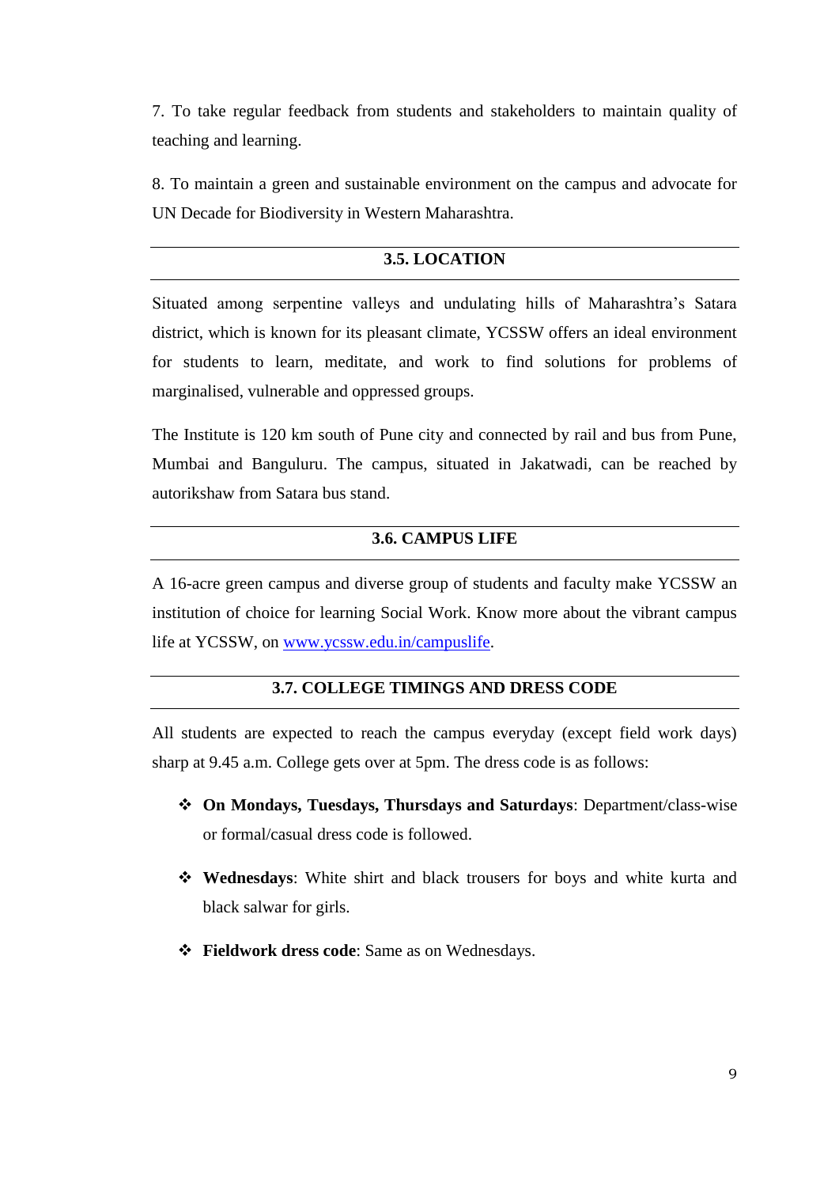7. To take regular feedback from students and stakeholders to maintain quality of teaching and learning.

8. To maintain a green and sustainable environment on the campus and advocate for UN Decade for Biodiversity in Western Maharashtra.

## 3.5. LOCATION

Situated among serpentine valleys and undulating hills of Maharashtra's Satara district, which is known for its pleasant climate, YCSSW offers an ideal environment for students to learn, meditate, and work to find solutions for problems of marginalised, vulnerable and oppressed groups.

The Institute is 120 km south of Pune city and connected by rail and bus from Pune, Mumbai and Banguluru. The campus, situated in Jakatwadi, can be reached by autorikshaw from Satara bus stand.

## 3.6. CAMPUS LIFE

A 16-acre green campus and diverse group of students and faculty make YCSSW an institution of choice for learning Social Work. Know more about the vibrant campus life at YCSSW, on [www.ycssw.edu.in/campuslife](www.ycssw.edu.in/campuslife).

## 3.7. COLLEGE TIMINGS AND DRESS CODE

All students are expected to reach the campus everyday (except field work days) sharp at 9.45 a.m. College gets over at 5pm. The dress code is as follows:

- **On Mondays, Tuesdays, Thursdays and Saturdays**: Department/class-wise or formal/casual dress code is followed.
- **Wednesdays**: White shirt and black trousers for boys and white kurta and black salwar for girls.
- **Fieldwork dress code**: Same as on Wednesdays.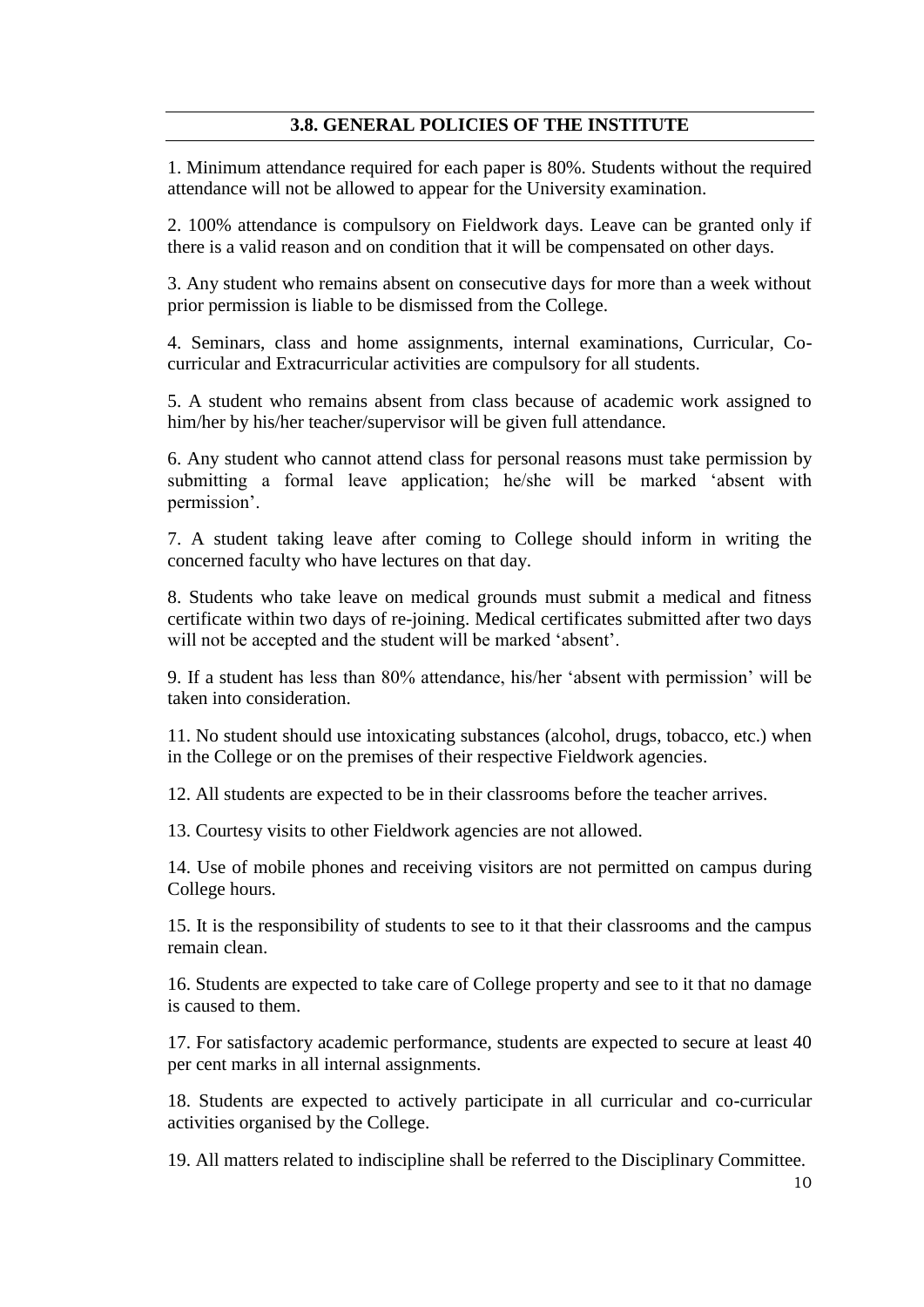## 3.8. GENERAL POLICIES OF THE INSTITUTE

1. Minimum attendance required for each paper is 80%. Students without the required attendance will not be allowed to appear for the University examination.

2. 100% attendance is compulsory on Fieldwork days. Leave can be granted only if there is a valid reason and on condition that it will be compensated on other days.

3. Any student who remains absent on consecutive days for more than a week without prior permission is liable to be dismissed from the College.

4. Seminars, class and home assignments, internal examinations, Curricular, Co-curricular and Extracurricular activities are compulsory for all students.

5. A student who remains absent from class because of academic work assigned to him/her by his/her teacher/supervisor will be given full attendance.

6. Any student who cannot attend class for personal reasons must take permission by submitting a formal leave application; he/she will be marked 'absent with permission'.

7. A student taking leave after coming to College should inform in writing the concerned faculty who have lectures on that day.

8. Students who take leave on medical grounds must submit a medical and fitness certificate within two days of re-joining. Medical certificates submitted after two days will not be accepted and the student will be marked 'absent'.

9. If a student has less than 80% attendance, his/her 'absent with permission' will be taken into consideration.

11. No student should use intoxicating substances (alcohol, drugs, tobacco, etc.) when in the College or on the premises of their respective Fieldwork agencies.

12. All students are expected to be in their classrooms before the teacher arrives.

13. Courtesy visits to other Fieldwork agencies are not allowed.

14. Use of mobile phones and receiving visitors are not permitted on campus during College hours.

15. It is the responsibility of students to see to it that their classrooms and the campus remain clean.

16. Students are expected to take care of College property and see to it that no damage is caused to them.

17. For satisfactory academic performance, students are expected to secure at least 40 per cent marks in all internal assignments.

18. Students are expected to actively participate in all curricular and co-curricular activities organised by the College.

19. All matters related to indiscipline shall be referred to the Disciplinary Committee.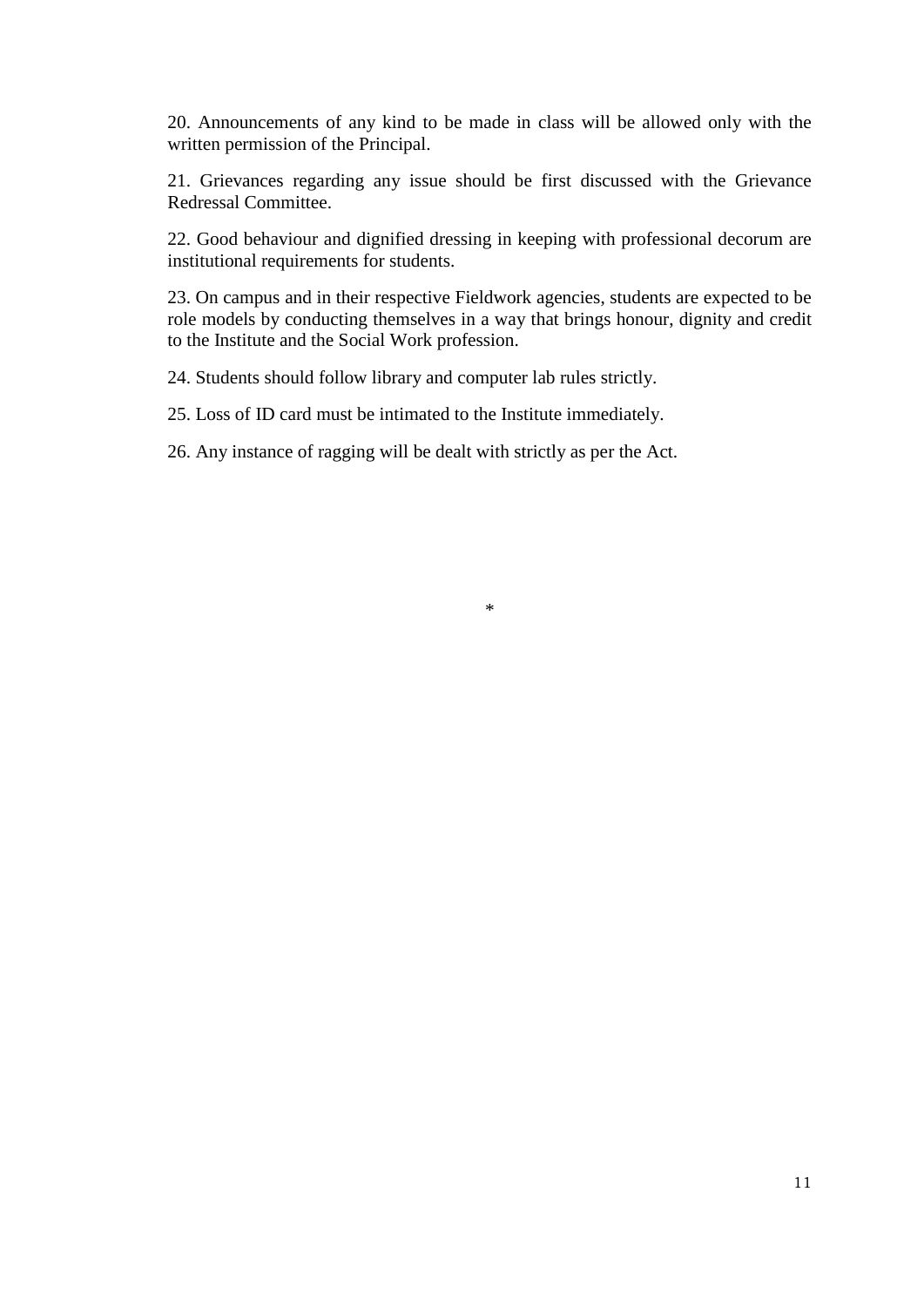20. Announcements of any kind to be made in class will be allowed only with the written permission of the Principal.

21. Grievances regarding any issue should be first discussed with the Grievance Redressal Committee.

22. Good behaviour and dignified dressing in keeping with professional decorum are institutional requirements for students.

23. On campus and in their respective Fieldwork agencies, students are expected to be role models by conducting themselves in a way that brings honour, dignity and credit to the Institute and the Social Work profession.

24. Students should follow library and computer lab rules strictly.

25. Loss of ID card must be intimated to the Institute immediately.

26. Any instance of ragging will be dealt with strictly as per the Act.

*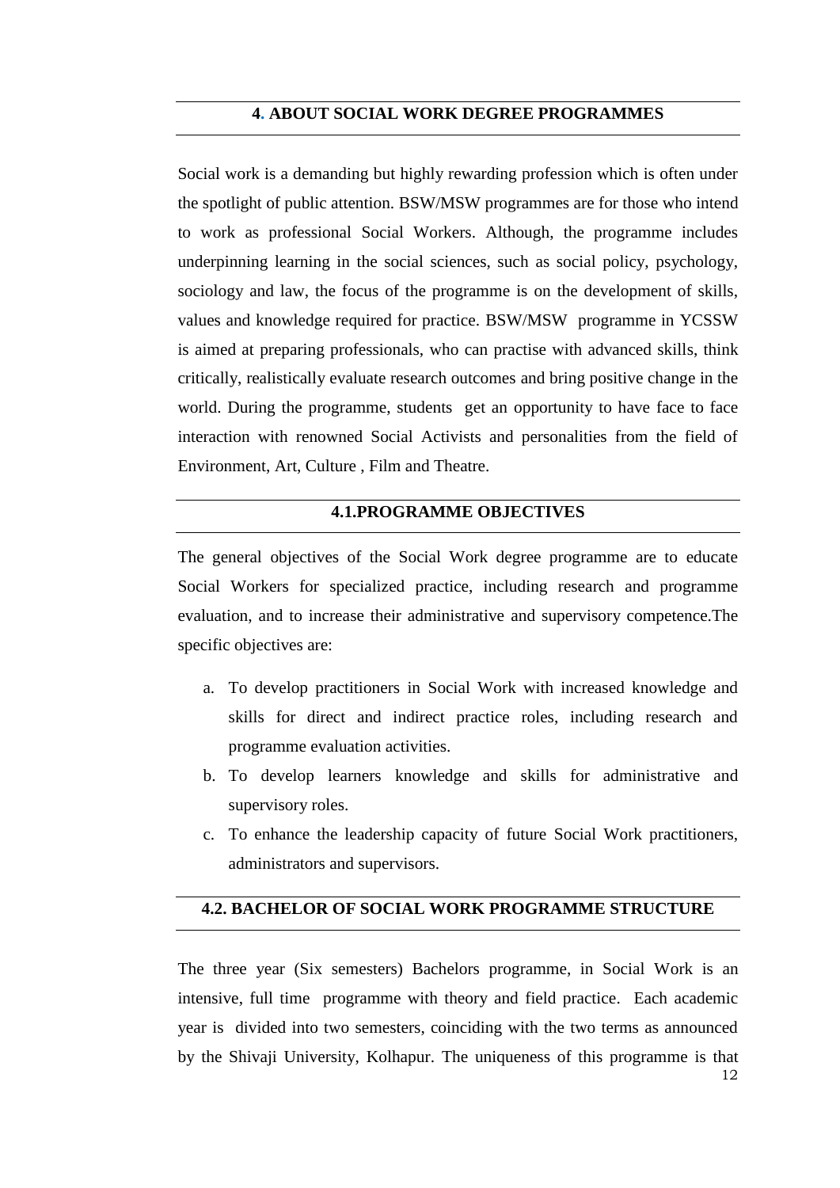## 4. ABOUT SOCIAL WORK DEGREE PROGRAMMES

Social work is a demanding but highly rewarding profession which is often under the spotlight of public attention. BSW/MSW programmes are for those who intend to work as professional Social Workers. Although, the programme includes underpinning learning in the social sciences, such as social policy, psychology, sociology and law, the focus of the programme is on the development of skills, values and knowledge required for practice. BSW/MSW programme in YCSSW is aimed at preparing professionals, who can practise with advanced skills, think critically, realistically evaluate research outcomes and bring positive change in the world. During the programme, students get an opportunity to have face to face interaction with renowned Social Activists and personalities from the field of Environment, Art, Culture , Film and Theatre.

## 4.1.PROGRAMME OBJECTIVES

The general objectives of the Social Work degree programme are to educate Social Workers for specialized practice, including research and programme evaluation, and to increase their administrative and supervisory competence.The specific objectives are:

a. To develop practitioners in Social Work with increased knowledge and skills for direct and indirect practice roles, including research and programme evaluation activities.
b. To develop learners knowledge and skills for administrative and supervisory roles.
c. To enhance the leadership capacity of future Social Work practitioners, administrators and supervisors.

## 4.2. BACHELOR OF SOCIAL WORK PROGRAMME STRUCTURE

The three year (Six semesters) Bachelors programme, in Social Work is an intensive, full time programme with theory and field practice. Each academic year is divided into two semesters, coinciding with the two terms as announced by the Shivaji University, Kolhapur. The uniqueness of this programme is that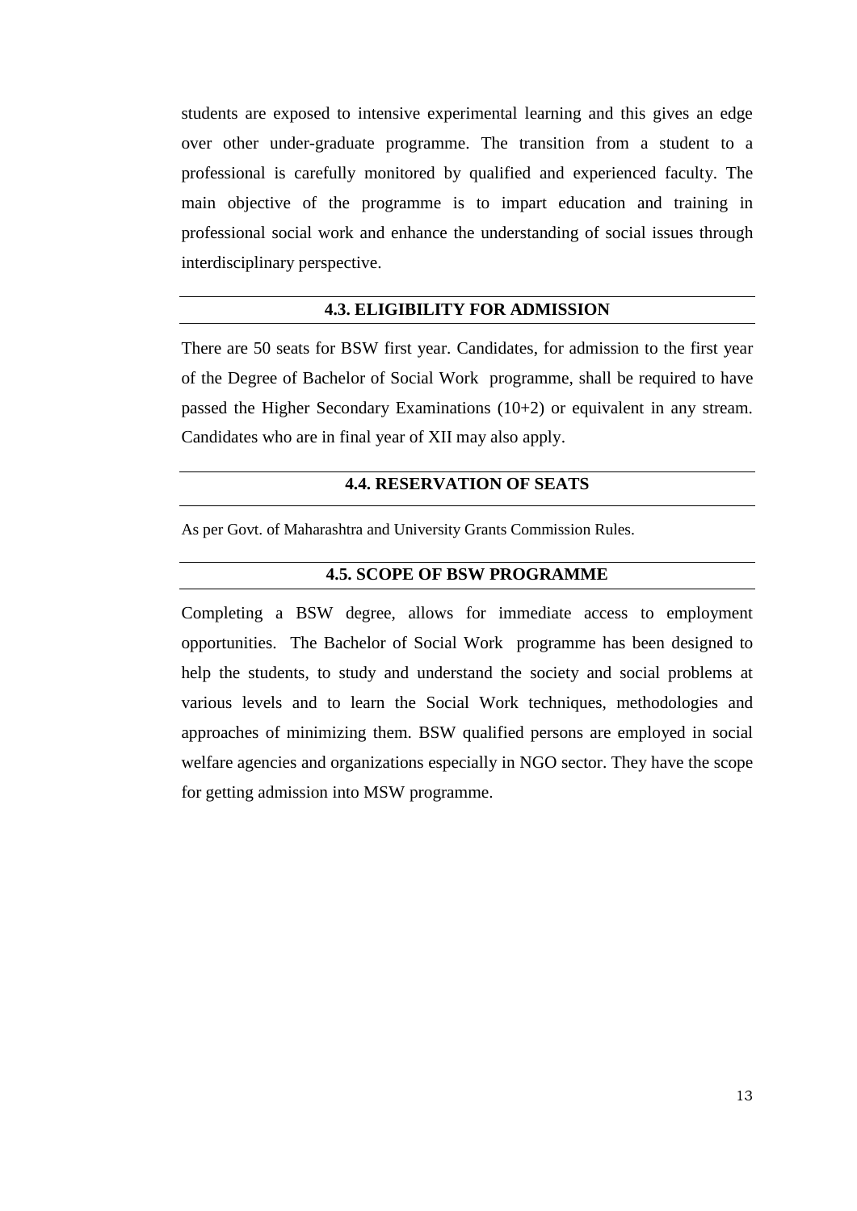students are exposed to intensive experimental learning and this gives an edge over other under-graduate programme. The transition from a student to a professional is carefully monitored by qualified and experienced faculty. The main objective of the programme is to impart education and training in professional social work and enhance the understanding of social issues through interdisciplinary perspective.

## 4.3. ELIGIBILITY FOR ADMISSION

There are 50 seats for BSW first year. Candidates, for admission to the first year of the Degree of Bachelor of Social Work programme, shall be required to have passed the Higher Secondary Examinations (10+2) or equivalent in any stream. Candidates who are in final year of XII may also apply.

## 4.4. RESERVATION OF SEATS

As per Govt. of Maharashtra and University Grants Commission Rules.

## 4.5. SCOPE OF BSW PROGRAMME

Completing a BSW degree, allows for immediate access to employment opportunities. The Bachelor of Social Work programme has been designed to help the students, to study and understand the society and social problems at various levels and to learn the Social Work techniques, methodologies and approaches of minimizing them. BSW qualified persons are employed in social welfare agencies and organizations especially in NGO sector. They have the scope for getting admission into MSW programme.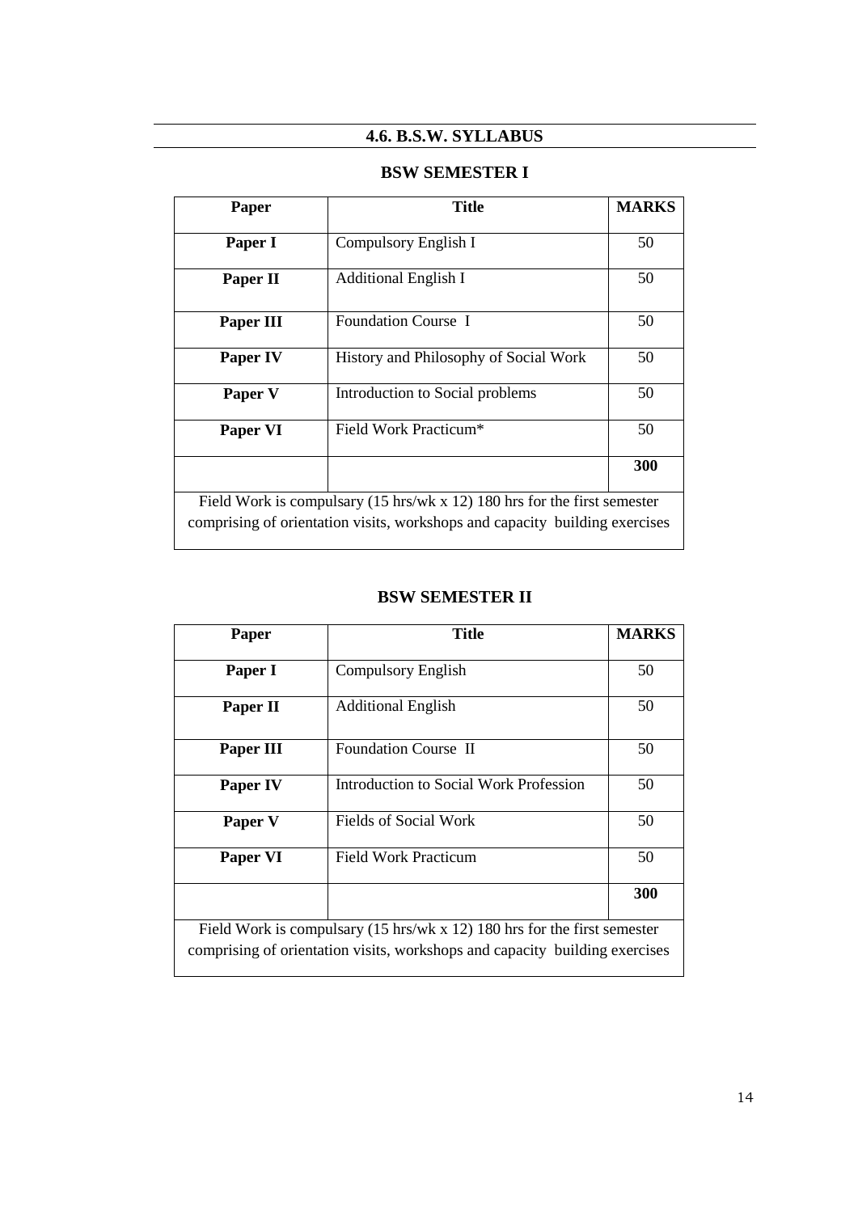## 4.6. B.S.W. SYLLABUS

### BSW SEMESTER I

| Paper | Title | MARKS |
|---|---|---|
| **Paper I** | Compulsory English I | 50 |
| **Paper II** | Additional English I | 50 |
| **Paper III** | Foundation Course I | 50 |
| **Paper IV** | History and Philosophy of Social Work | 50 |
| **Paper V** | Introduction to Social problems | 50 |
| **Paper VI** | Field Work Practicum* | 50 |
| | | **300** |
| Field Work is compulsary (15 hrs/wk x 12) 180 hrs for the first semester comprising of orientation visits, workshops and capacity building exercises | | |

### BSW SEMESTER II

| Paper | Title | MARKS |
|---|---|---|
| **Paper I** | Compulsory English | 50 |
| **Paper II** | Additional English | 50 |
| **Paper III** | Foundation Course II | 50 |
| **Paper IV** | Introduction to Social Work Profession | 50 |
| **Paper V** | Fields of Social Work | 50 |
| **Paper VI** | Field Work Practicum | 50 |
| | | **300** |
| Field Work is compulsary (15 hrs/wk x 12) 180 hrs for the first semester comprising of orientation visits, workshops and capacity building exercises | | |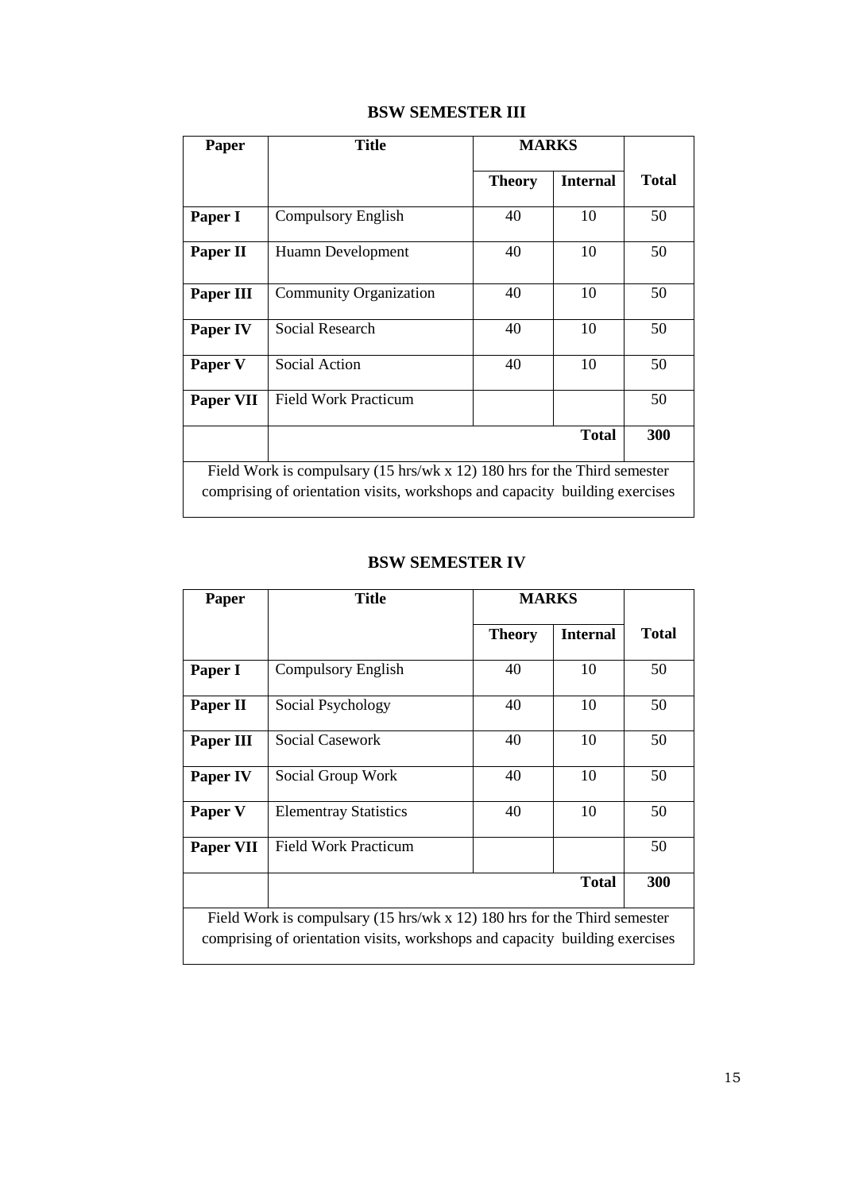## BSW SEMESTER III

| Paper | Title | MARKS | | |
|---|---|---|---|---|
| | | **Theory** | **Internal** | **Total** |
| **Paper I** | Compulsory English | 40 | 10 | 50 |
| **Paper II** | Huamn Development | 40 | 10 | 50 |
| **Paper III** | Community Organization | 40 | 10 | 50 |
| **Paper IV** | Social Research | 40 | 10 | 50 |
| **Paper V** | Social Action | 40 | 10 | 50 |
| **Paper VII** | Field Work Practicum | | | 50 |
| | | | **Total** | **300** |
| Field Work is compulsary (15 hrs/wk x 12) 180 hrs for the Third semester comprising of orientation visits, workshops and capacity building exercises | | | | |

## BSW SEMESTER IV

| Paper | Title | MARKS | | |
|---|---|---|---|---|
| | | **Theory** | **Internal** | **Total** |
| **Paper I** | Compulsory English | 40 | 10 | 50 |
| **Paper II** | Social Psychology | 40 | 10 | 50 |
| **Paper III** | Social Casework | 40 | 10 | 50 |
| **Paper IV** | Social Group Work | 40 | 10 | 50 |
| **Paper V** | Elementray Statistics | 40 | 10 | 50 |
| **Paper VII** | Field Work Practicum | | | 50 |
| | | | **Total** | **300** |
| Field Work is compulsary (15 hrs/wk x 12) 180 hrs for the Third semester comprising of orientation visits, workshops and capacity building exercises | | | | |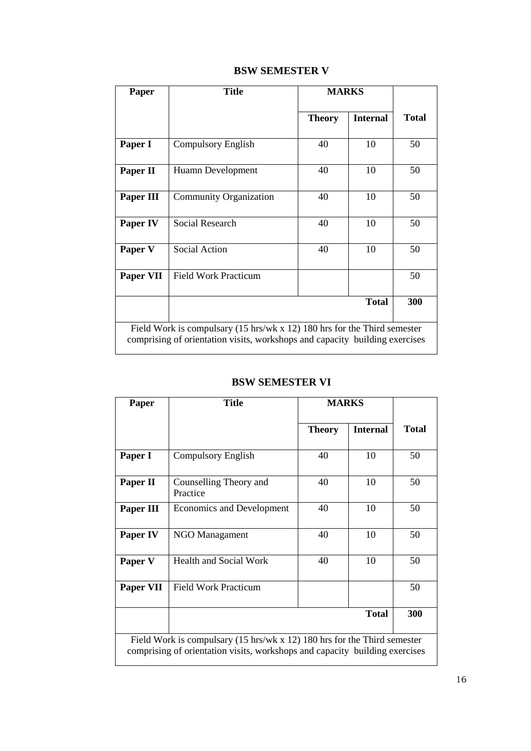## BSW SEMESTER V

| Paper | Title | MARKS | | |
|---|---|---|---|---|
| | | Theory | Internal | Total |
| Paper I | Compulsory English | 40 | 10 | 50 |
| Paper II | Huamn Development | 40 | 10 | 50 |
| Paper III | Community Organization | 40 | 10 | 50 |
| Paper IV | Social Research | 40 | 10 | 50 |
| Paper V | Social Action | 40 | 10 | 50 |
| Paper VII | Field Work Practicum | | | 50 |
| | | | Total | 300 |
| Field Work is compulsary (15 hrs/wk x 12) 180 hrs for the Third semester comprising of orientation visits, workshops and capacity building exercises | | | | |

## BSW SEMESTER VI

| Paper | Title | MARKS | | |
|---|---|---|---|---|
| | | Theory | Internal | Total |
| Paper I | Compulsory English | 40 | 10 | 50 |
| Paper II | Counselling Theory and Practice | 40 | 10 | 50 |
| Paper III | Economics and Development | 40 | 10 | 50 |
| Paper IV | NGO Managament | 40 | 10 | 50 |
| Paper V | Health and Social Work | 40 | 10 | 50 |
| Paper VII | Field Work Practicum | | | 50 |
| | | | Total | 300 |
| Field Work is compulsary (15 hrs/wk x 12) 180 hrs for the Third semester comprising of orientation visits, workshops and capacity building exercises | | | | |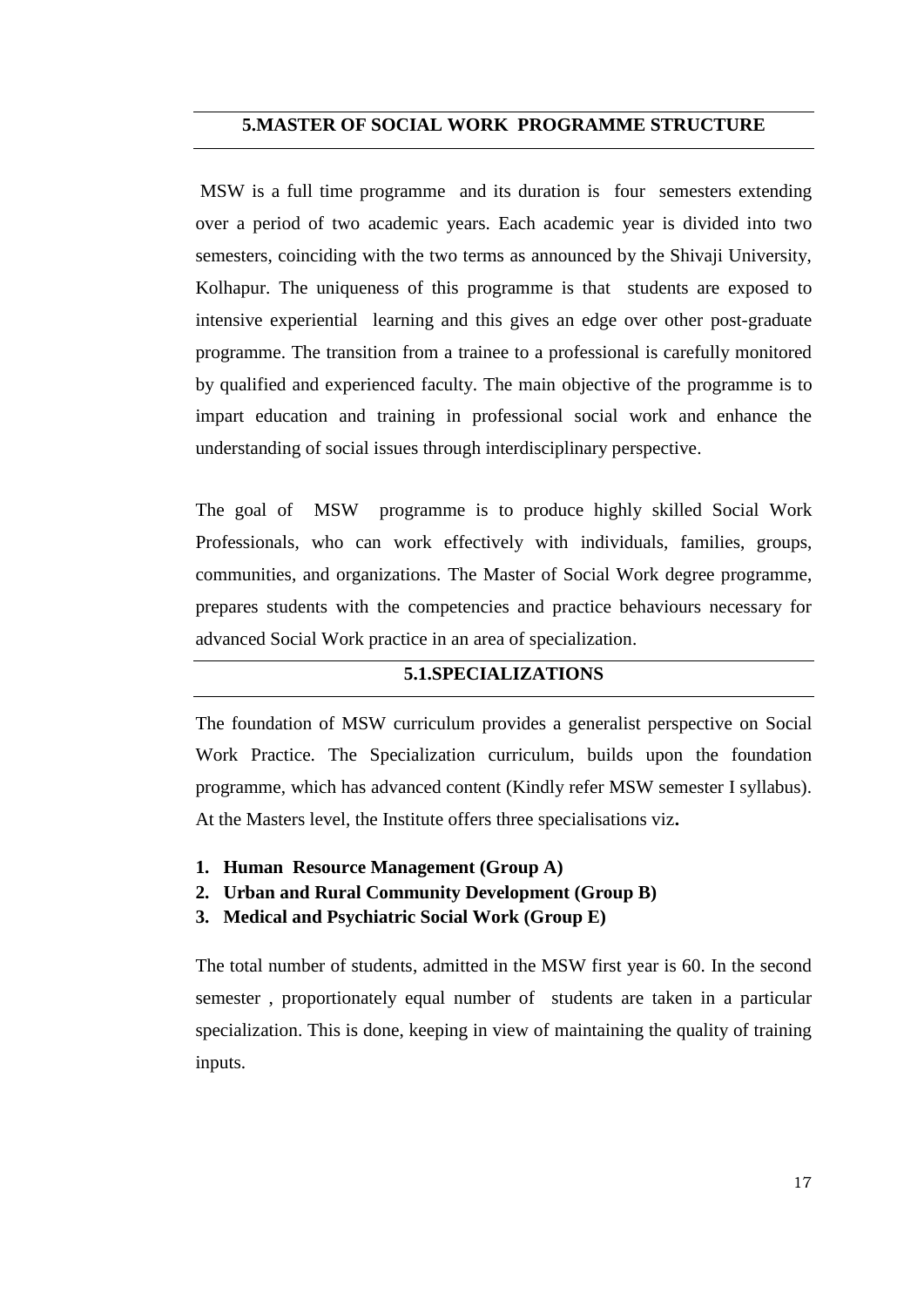## 5.MASTER OF SOCIAL WORK PROGRAMME STRUCTURE

MSW is a full time programme and its duration is four semesters extending over a period of two academic years. Each academic year is divided into two semesters, coinciding with the two terms as announced by the Shivaji University, Kolhapur. The uniqueness of this programme is that students are exposed to intensive experiential learning and this gives an edge over other post-graduate programme. The transition from a trainee to a professional is carefully monitored by qualified and experienced faculty. The main objective of the programme is to impart education and training in professional social work and enhance the understanding of social issues through interdisciplinary perspective.

The goal of MSW programme is to produce highly skilled Social Work Professionals, who can work effectively with individuals, families, groups, communities, and organizations. The Master of Social Work degree programme, prepares students with the competencies and practice behaviours necessary for advanced Social Work practice in an area of specialization.

### 5.1.SPECIALIZATIONS

The foundation of MSW curriculum provides a generalist perspective on Social Work Practice. The Specialization curriculum, builds upon the foundation programme, which has advanced content (Kindly refer MSW semester I syllabus). At the Masters level, the Institute offers three specialisations viz**.**

1. **Human Resource Management (Group A)**
2. **Urban and Rural Community Development (Group B)**
3. **Medical and Psychiatric Social Work (Group E)**

The total number of students, admitted in the MSW first year is 60. In the second semester , proportionately equal number of students are taken in a particular specialization. This is done, keeping in view of maintaining the quality of training inputs.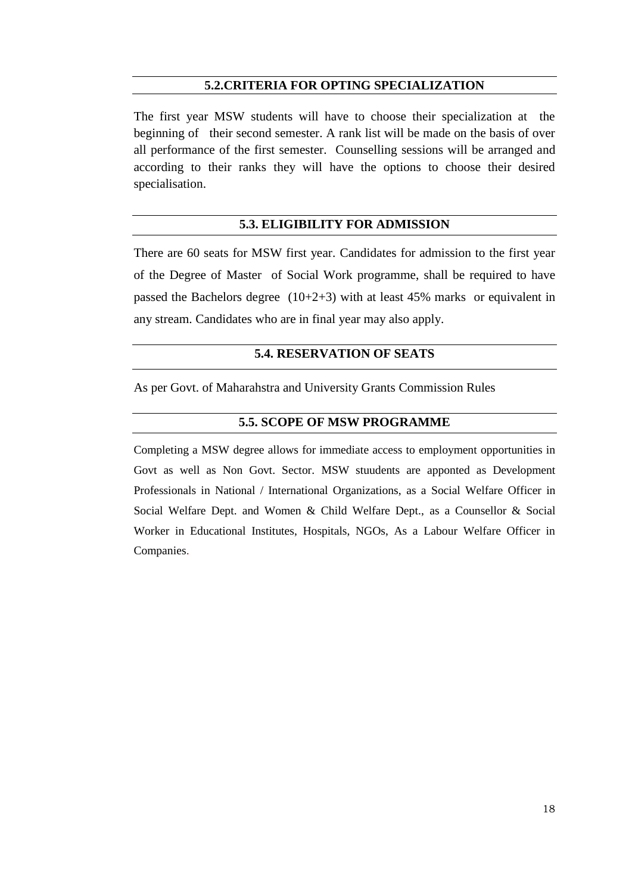## 5.2.CRITERIA FOR OPTING SPECIALIZATION

The first year MSW students will have to choose their specialization at the beginning of their second semester. A rank list will be made on the basis of over all performance of the first semester. Counselling sessions will be arranged and according to their ranks they will have the options to choose their desired specialisation.

## 5.3. ELIGIBILITY FOR ADMISSION

There are 60 seats for MSW first year. Candidates for admission to the first year of the Degree of Master of Social Work programme, shall be required to have passed the Bachelors degree (10+2+3) with at least 45% marks or equivalent in any stream. Candidates who are in final year may also apply.

## 5.4. RESERVATION OF SEATS

As per Govt. of Maharahstra and University Grants Commission Rules

## 5.5. SCOPE OF MSW PROGRAMME

Completing a MSW degree allows for immediate access to employment opportunities in Govt as well as Non Govt. Sector. MSW stuudents are apponted as Development Professionals in National / International Organizations, as a Social Welfare Officer in Social Welfare Dept. and Women & Child Welfare Dept., as a Counsellor & Social Worker in Educational Institutes, Hospitals, NGOs, As a Labour Welfare Officer in Companies.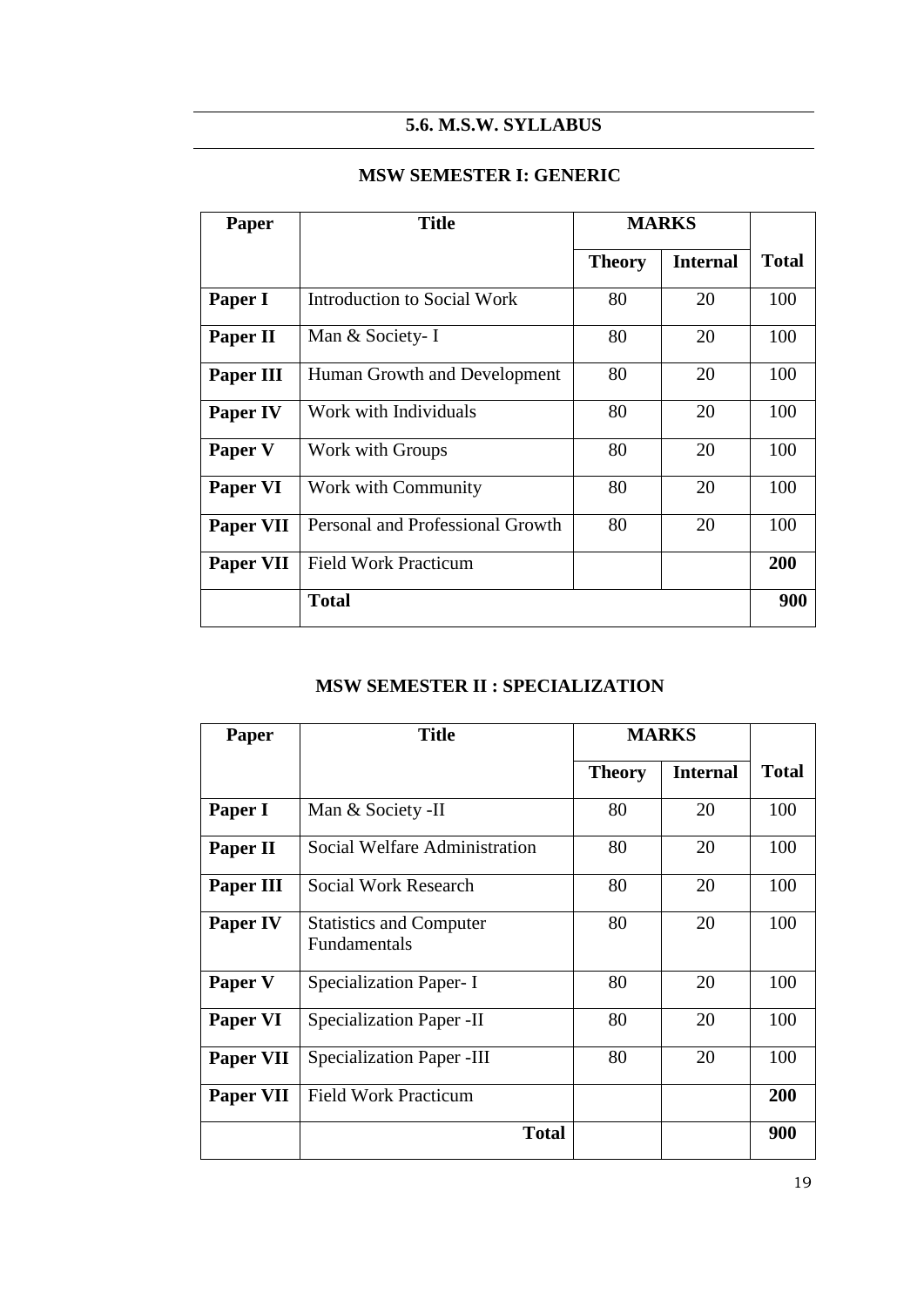## 5.6. M.S.W. SYLLABUS

### MSW SEMESTER I: GENERIC

| Paper | Title | MARKS | | |
|---|---|---|---|---|
| | | Theory | Internal | Total |
| **Paper I** | Introduction to Social Work | 80 | 20 | 100 |
| **Paper II** | Man & Society- I | 80 | 20 | 100 |
| **Paper III** | Human Growth and Development | 80 | 20 | 100 |
| **Paper IV** | Work with Individuals | 80 | 20 | 100 |
| **Paper V** | Work with Groups | 80 | 20 | 100 |
| **Paper VI** | Work with Community | 80 | 20 | 100 |
| **Paper VII** | Personal and Professional Growth | 80 | 20 | 100 |
| **Paper VII** | Field Work Practicum | | | **200** |
| | **Total** | | | **900** |

### MSW SEMESTER II : SPECIALIZATION

| Paper | Title | MARKS | | |
|---|---|---|---|---|
| | | Theory | Internal | Total |
| **Paper I** | Man & Society -II | 80 | 20 | 100 |
| **Paper II** | Social Welfare Administration | 80 | 20 | 100 |
| **Paper III** | Social Work Research | 80 | 20 | 100 |
| **Paper IV** | Statistics and Computer Fundamentals | 80 | 20 | 100 |
| **Paper V** | Specialization Paper- I | 80 | 20 | 100 |
| **Paper VI** | Specialization Paper -II | 80 | 20 | 100 |
| **Paper VII** | Specialization Paper -III | 80 | 20 | 100 |
| **Paper VII** | Field Work Practicum | | | **200** |
| | **Total** | | | **900** |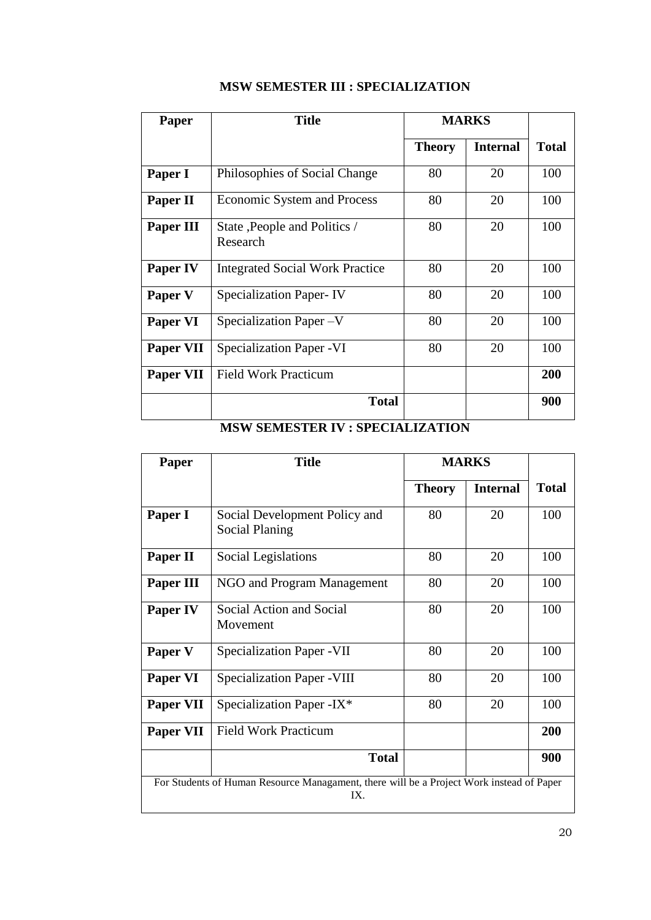## MSW SEMESTER III : SPECIALIZATION

| Paper | Title | MARKS | | |
|---|---|---|---|---|
| | | Theory | Internal | Total |
| **Paper I** | Philosophies of Social Change | 80 | 20 | 100 |
| **Paper II** | Economic System and Process | 80 | 20 | 100 |
| **Paper III** | State ,People and Politics / Research | 80 | 20 | 100 |
| **Paper IV** | Integrated Social Work Practice | 80 | 20 | 100 |
| **Paper V** | Specialization Paper- IV | 80 | 20 | 100 |
| **Paper VI** | Specialization Paper –V | 80 | 20 | 100 |
| **Paper VII** | Specialization Paper -VI | 80 | 20 | 100 |
| **Paper VII** | Field Work Practicum | | | **200** |
| | **Total** | | | **900** |

## MSW SEMESTER IV : SPECIALIZATION

| Paper | Title | MARKS | | |
|---|---|---|---|---|
| | | Theory | Internal | Total |
| **Paper I** | Social Development Policy and Social Planing | 80 | 20 | 100 |
| **Paper II** | Social Legislations | 80 | 20 | 100 |
| **Paper III** | NGO and Program Management | 80 | 20 | 100 |
| **Paper IV** | Social Action and Social Movement | 80 | 20 | 100 |
| **Paper V** | Specialization Paper -VII | 80 | 20 | 100 |
| **Paper VI** | Specialization Paper -VIII | 80 | 20 | 100 |
| **Paper VII** | Specialization Paper -IX* | 80 | 20 | 100 |
| **Paper VII** | Field Work Practicum | | | **200** |
| | **Total** | | | **900** |

For Students of Human Resource Managament, there will be a Project Work instead of Paper IX.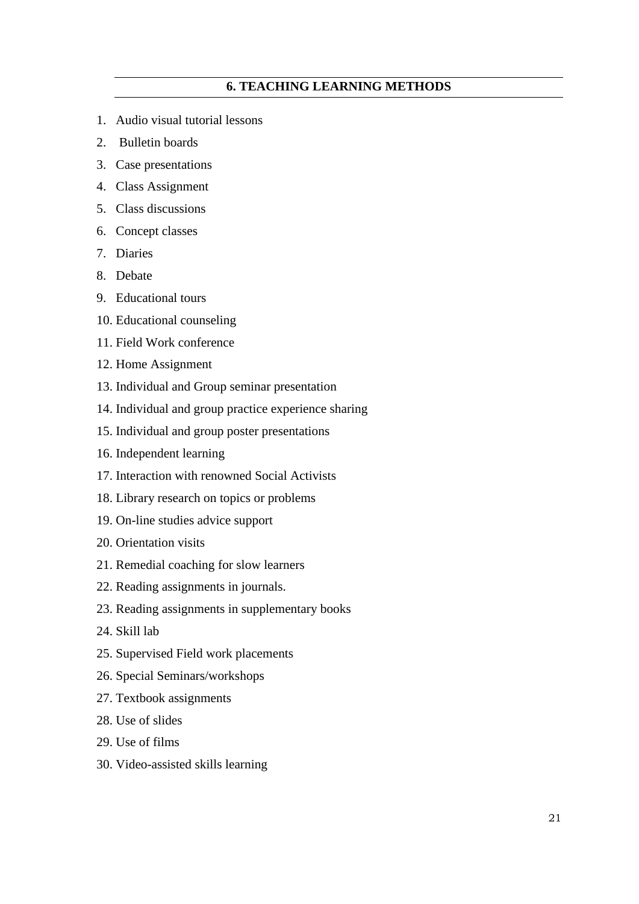## 6. TEACHING LEARNING METHODS

1. Audio visual tutorial lessons
2. Bulletin boards
3. Case presentations
4. Class Assignment
5. Class discussions
6. Concept classes
7. Diaries
8. Debate
9. Educational tours
10. Educational counseling
11. Field Work conference
12. Home Assignment
13. Individual and Group seminar presentation
14. Individual and group practice experience sharing
15. Individual and group poster presentations
16. Independent learning
17. Interaction with renowned Social Activists
18. Library research on topics or problems
19. On-line studies advice support
20. Orientation visits
21. Remedial coaching for slow learners
22. Reading assignments in journals.
23. Reading assignments in supplementary books
24. Skill lab
25. Supervised Field work placements
26. Special Seminars/workshops
27. Textbook assignments
28. Use of slides
29. Use of films
30. Video-assisted skills learning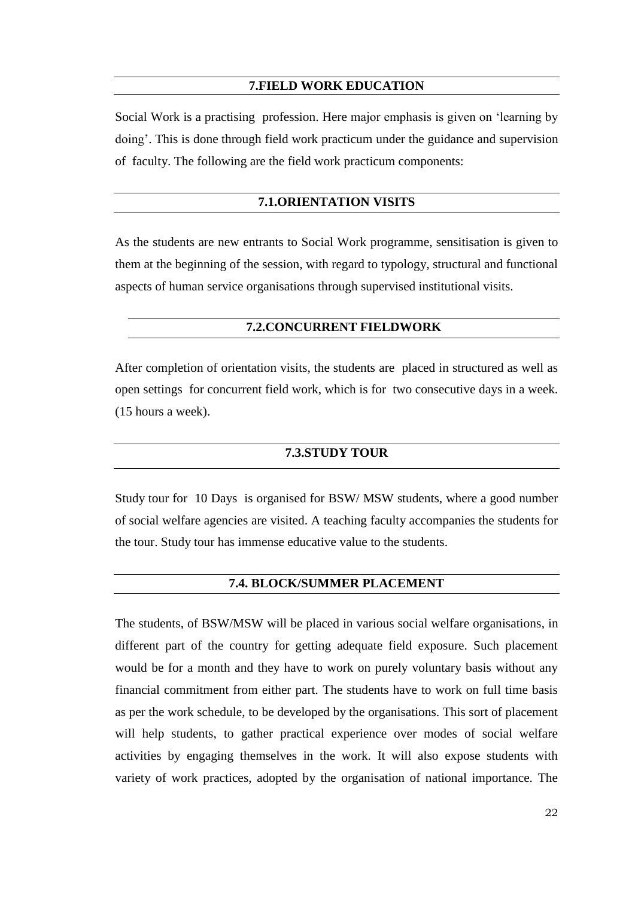## 7.FIELD WORK EDUCATION

Social Work is a practising profession. Here major emphasis is given on 'learning by doing'. This is done through field work practicum under the guidance and supervision of faculty. The following are the field work practicum components:

### 7.1.ORIENTATION VISITS

As the students are new entrants to Social Work programme, sensitisation is given to them at the beginning of the session, with regard to typology, structural and functional aspects of human service organisations through supervised institutional visits.

### 7.2.CONCURRENT FIELDWORK

After completion of orientation visits, the students are placed in structured as well as open settings for concurrent field work, which is for two consecutive days in a week. (15 hours a week).

### 7.3.STUDY TOUR

Study tour for 10 Days is organised for BSW/ MSW students, where a good number of social welfare agencies are visited. A teaching faculty accompanies the students for the tour. Study tour has immense educative value to the students.

### 7.4. BLOCK/SUMMER PLACEMENT

The students, of BSW/MSW will be placed in various social welfare organisations, in different part of the country for getting adequate field exposure. Such placement would be for a month and they have to work on purely voluntary basis without any financial commitment from either part. The students have to work on full time basis as per the work schedule, to be developed by the organisations. This sort of placement will help students, to gather practical experience over modes of social welfare activities by engaging themselves in the work. It will also expose students with variety of work practices, adopted by the organisation of national importance. The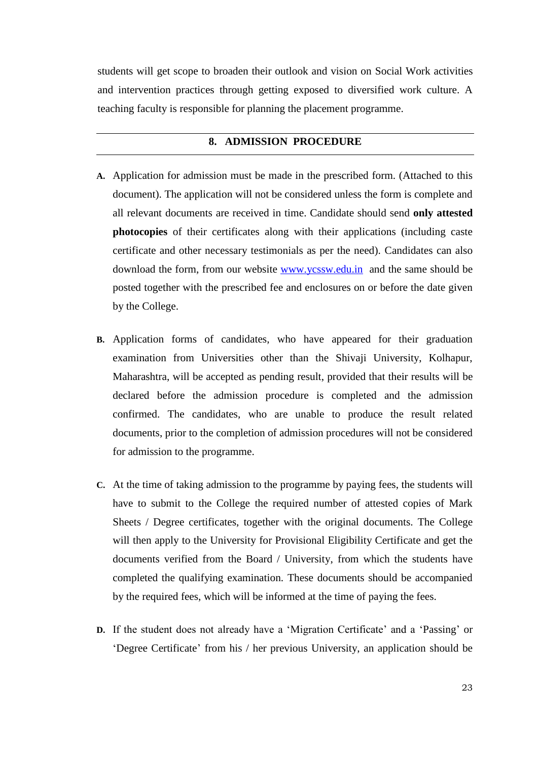students will get scope to broaden their outlook and vision on Social Work activities and intervention practices through getting exposed to diversified work culture. A teaching faculty is responsible for planning the placement programme.

## 8. ADMISSION PROCEDURE

**A.** Application for admission must be made in the prescribed form. (Attached to this document). The application will not be considered unless the form is complete and all relevant documents are received in time. Candidate should send **only attested photocopies** of their certificates along with their applications (including caste certificate and other necessary testimonials as per the need). Candidates can also download the form, from our website www.ycssw.edu.in and the same should be posted together with the prescribed fee and enclosures on or before the date given by the College.

**B.** Application forms of candidates, who have appeared for their graduation examination from Universities other than the Shivaji University, Kolhapur, Maharashtra, will be accepted as pending result, provided that their results will be declared before the admission procedure is completed and the admission confirmed. The candidates, who are unable to produce the result related documents, prior to the completion of admission procedures will not be considered for admission to the programme.

**C.** At the time of taking admission to the programme by paying fees, the students will have to submit to the College the required number of attested copies of Mark Sheets / Degree certificates, together with the original documents. The College will then apply to the University for Provisional Eligibility Certificate and get the documents verified from the Board / University, from which the students have completed the qualifying examination. These documents should be accompanied by the required fees, which will be informed at the time of paying the fees.

**D.** If the student does not already have a 'Migration Certificate' and a 'Passing' or 'Degree Certificate' from his / her previous University, an application should be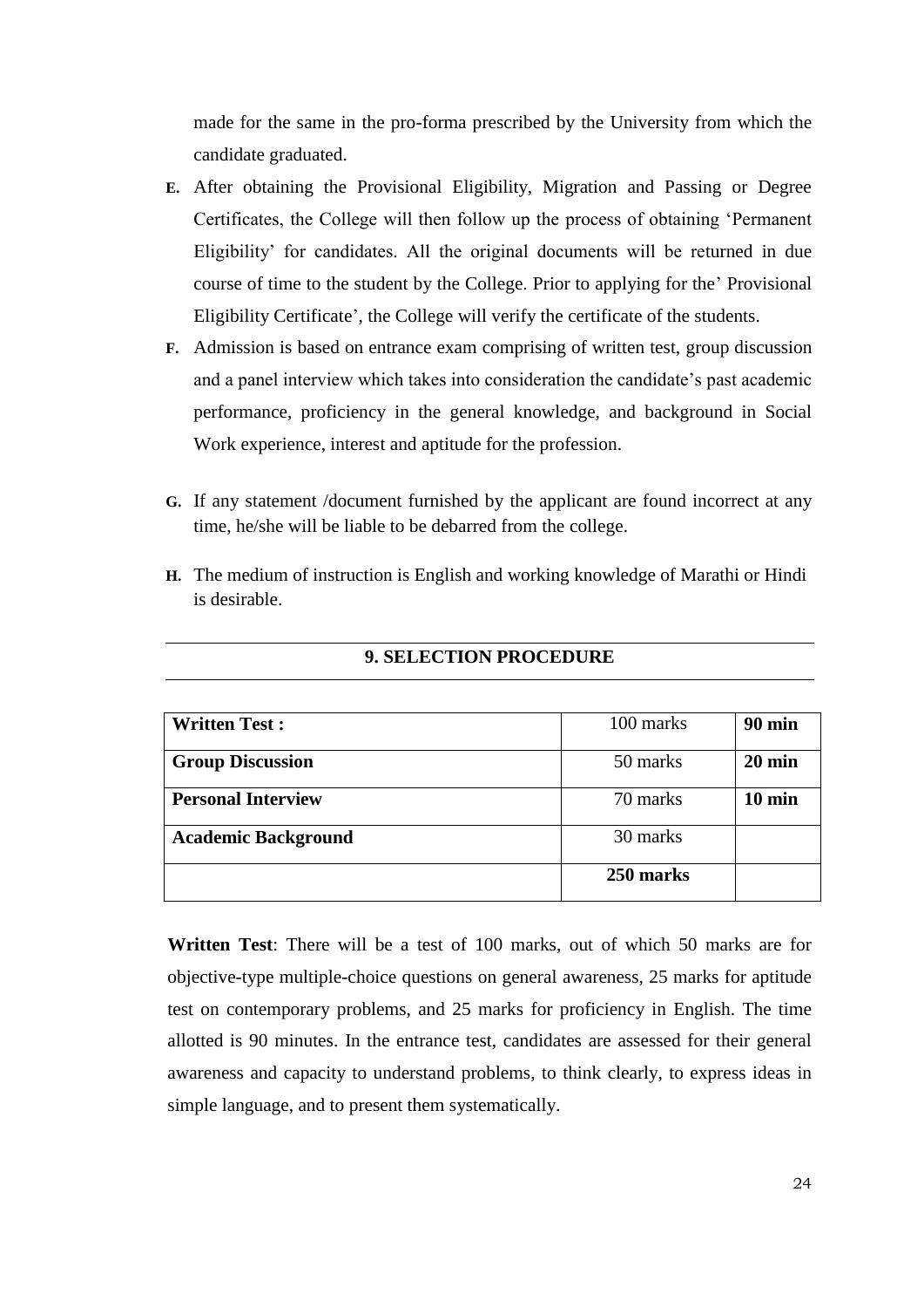made for the same in the pro-forma prescribed by the University from which the candidate graduated.

**E.** After obtaining the Provisional Eligibility, Migration and Passing or Degree Certificates, the College will then follow up the process of obtaining 'Permanent Eligibility' for candidates. All the original documents will be returned in due course of time to the student by the College. Prior to applying for the' Provisional Eligibility Certificate', the College will verify the certificate of the students.

**F.** Admission is based on entrance exam comprising of written test, group discussion and a panel interview which takes into consideration the candidate's past academic performance, proficiency in the general knowledge, and background in Social Work experience, interest and aptitude for the profession.

**G.** If any statement /document furnished by the applicant are found incorrect at any time, he/she will be liable to be debarred from the college.

**H.** The medium of instruction is English and working knowledge of Marathi or Hindi is desirable.

## 9. SELECTION PROCEDURE

| | | |
|---|---|---|
| **Written Test :** | 100 marks | **90 min** |
| **Group Discussion** | 50 marks | **20 min** |
| **Personal Interview** | 70 marks | **10 min** |
| **Academic Background** | 30 marks | |
| | **250 marks** | |

**Written Test**: There will be a test of 100 marks, out of which 50 marks are for objective-type multiple-choice questions on general awareness, 25 marks for aptitude test on contemporary problems, and 25 marks for proficiency in English. The time allotted is 90 minutes. In the entrance test, candidates are assessed for their general awareness and capacity to understand problems, to think clearly, to express ideas in simple language, and to present them systematically.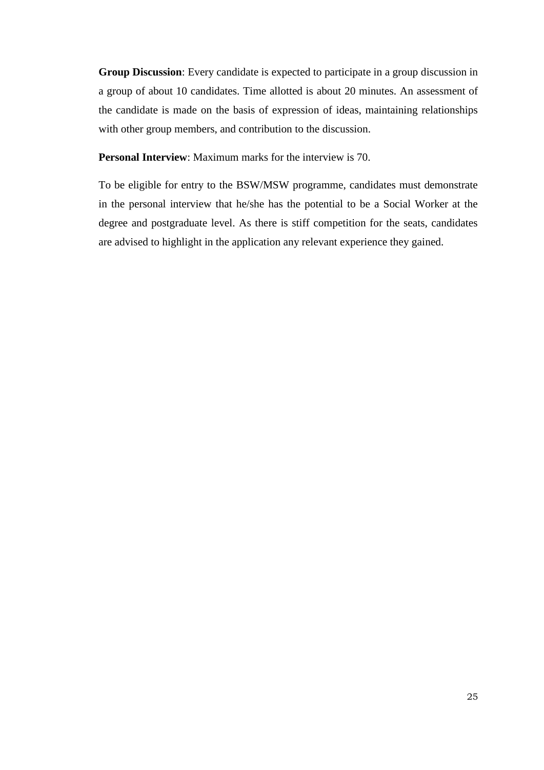**Group Discussion**: Every candidate is expected to participate in a group discussion in a group of about 10 candidates. Time allotted is about 20 minutes. An assessment of the candidate is made on the basis of expression of ideas, maintaining relationships with other group members, and contribution to the discussion.

**Personal Interview**: Maximum marks for the interview is 70.

To be eligible for entry to the BSW/MSW programme, candidates must demonstrate in the personal interview that he/she has the potential to be a Social Worker at the degree and postgraduate level. As there is stiff competition for the seats, candidates are advised to highlight in the application any relevant experience they gained.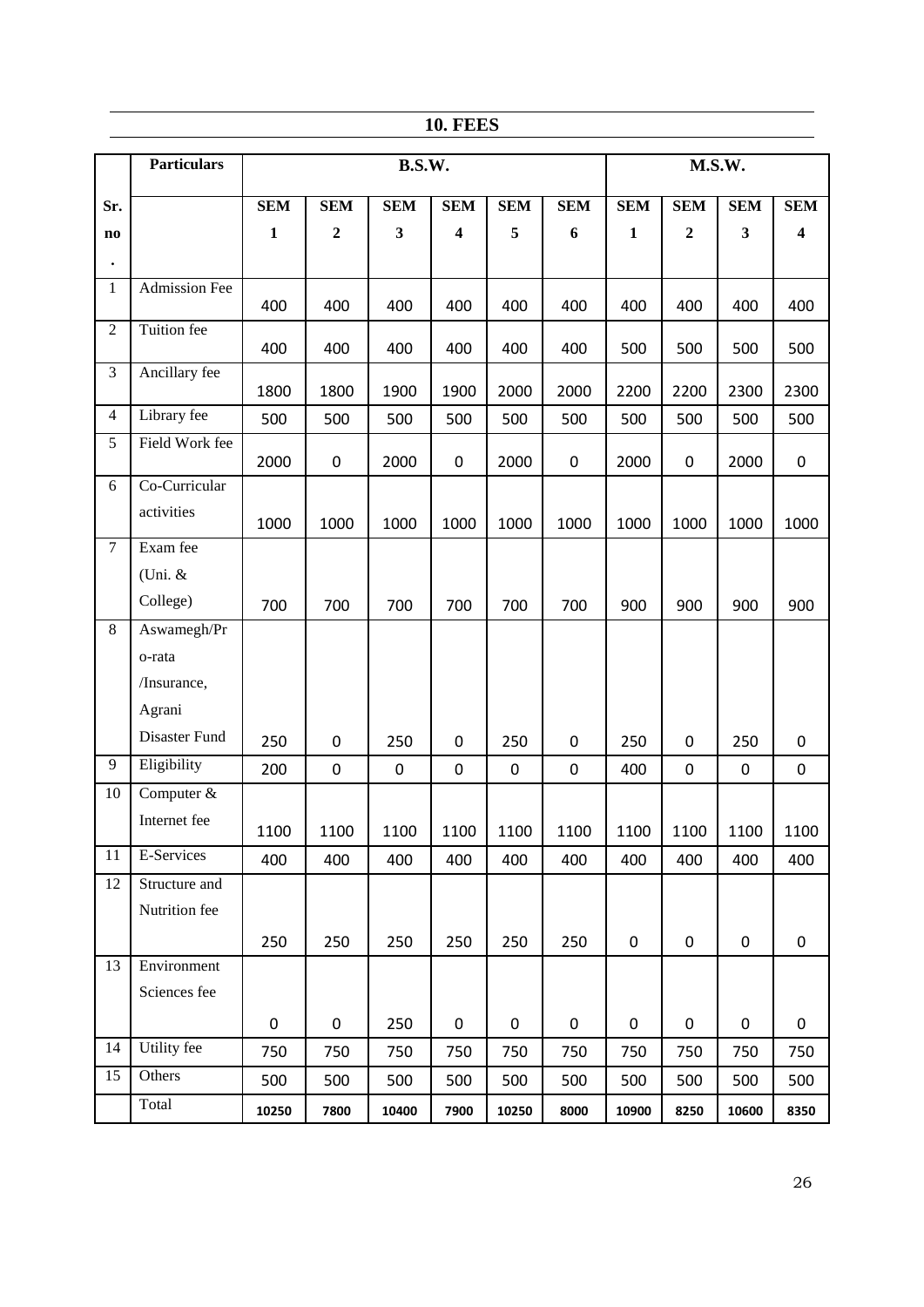## 10. FEES

| Sr. no. | Particulars | B.S.W. | | | | | | M.S.W. | | | |
|---|---|---|---|---|---|---|---|---|---|---|---|
| | | SEM 1 | SEM 2 | SEM 3 | SEM 4 | SEM 5 | SEM 6 | SEM 1 | SEM 2 | SEM 3 | SEM 4 |
| 1 | Admission Fee | 400 | 400 | 400 | 400 | 400 | 400 | 400 | 400 | 400 | 400 |
| 2 | Tuition fee | 400 | 400 | 400 | 400 | 400 | 400 | 500 | 500 | 500 | 500 |
| 3 | Ancillary fee | 1800 | 1800 | 1900 | 1900 | 2000 | 2000 | 2200 | 2200 | 2300 | 2300 |
| 4 | Library fee | 500 | 500 | 500 | 500 | 500 | 500 | 500 | 500 | 500 | 500 |
| 5 | Field Work fee | 2000 | 0 | 2000 | 0 | 2000 | 0 | 2000 | 0 | 2000 | 0 |
| 6 | Co-Curricular activities | 1000 | 1000 | 1000 | 1000 | 1000 | 1000 | 1000 | 1000 | 1000 | 1000 |
| 7 | Exam fee (Uni. & College) | 700 | 700 | 700 | 700 | 700 | 700 | 900 | 900 | 900 | 900 |
| 8 | Aswamegh/Pro-rata /Insurance, Agrani Disaster Fund | 250 | 0 | 250 | 0 | 250 | 0 | 250 | 0 | 250 | 0 |
| 9 | Eligibility | 200 | 0 | 0 | 0 | 0 | 0 | 400 | 0 | 0 | 0 |
| 10 | Computer & Internet fee | 1100 | 1100 | 1100 | 1100 | 1100 | 1100 | 1100 | 1100 | 1100 | 1100 |
| 11 | E-Services | 400 | 400 | 400 | 400 | 400 | 400 | 400 | 400 | 400 | 400 |
| 12 | Structure and Nutrition fee | 250 | 250 | 250 | 250 | 250 | 250 | 0 | 0 | 0 | 0 |
| 13 | Environment Sciences fee | 0 | 0 | 250 | 0 | 0 | 0 | 0 | 0 | 0 | 0 |
| 14 | Utility fee | 750 | 750 | 750 | 750 | 750 | 750 | 750 | 750 | 750 | 750 |
| 15 | Others | 500 | 500 | 500 | 500 | 500 | 500 | 500 | 500 | 500 | 500 |
| | Total | **10250** | **7800** | **10400** | **7900** | **10250** | **8000** | **10900** | **8250** | **10600** | **8350** |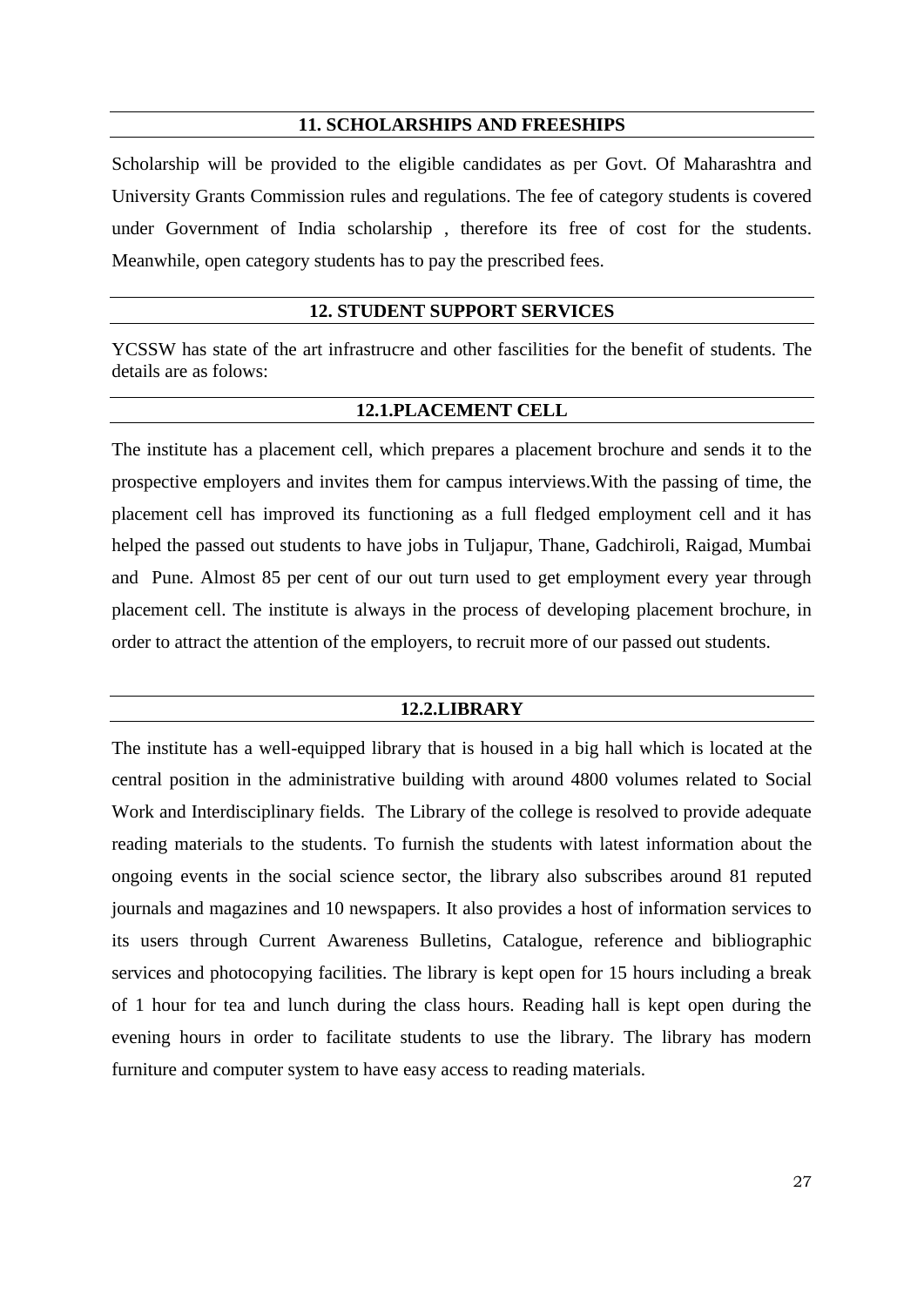## 11. SCHOLARSHIPS AND FREESHIPS

Scholarship will be provided to the eligible candidates as per Govt. Of Maharashtra and University Grants Commission rules and regulations. The fee of category students is covered under Government of India scholarship , therefore its free of cost for the students. Meanwhile, open category students has to pay the prescribed fees.

## 12. STUDENT SUPPORT SERVICES

YCSSW has state of the art infrastrucre and other fascilities for the benefit of students. The details are as folows:

### 12.1.PLACEMENT CELL

The institute has a placement cell, which prepares a placement brochure and sends it to the prospective employers and invites them for campus interviews.With the passing of time, the placement cell has improved its functioning as a full fledged employment cell and it has helped the passed out students to have jobs in Tuljapur, Thane, Gadchiroli, Raigad, Mumbai and Pune. Almost 85 per cent of our out turn used to get employment every year through placement cell. The institute is always in the process of developing placement brochure, in order to attract the attention of the employers, to recruit more of our passed out students.

### 12.2.LIBRARY

The institute has a well-equipped library that is housed in a big hall which is located at the central position in the administrative building with around 4800 volumes related to Social Work and Interdisciplinary fields. The Library of the college is resolved to provide adequate reading materials to the students. To furnish the students with latest information about the ongoing events in the social science sector, the library also subscribes around 81 reputed journals and magazines and 10 newspapers. It also provides a host of information services to its users through Current Awareness Bulletins, Catalogue, reference and bibliographic services and photocopying facilities. The library is kept open for 15 hours including a break of 1 hour for tea and lunch during the class hours. Reading hall is kept open during the evening hours in order to facilitate students to use the library. The library has modern furniture and computer system to have easy access to reading materials.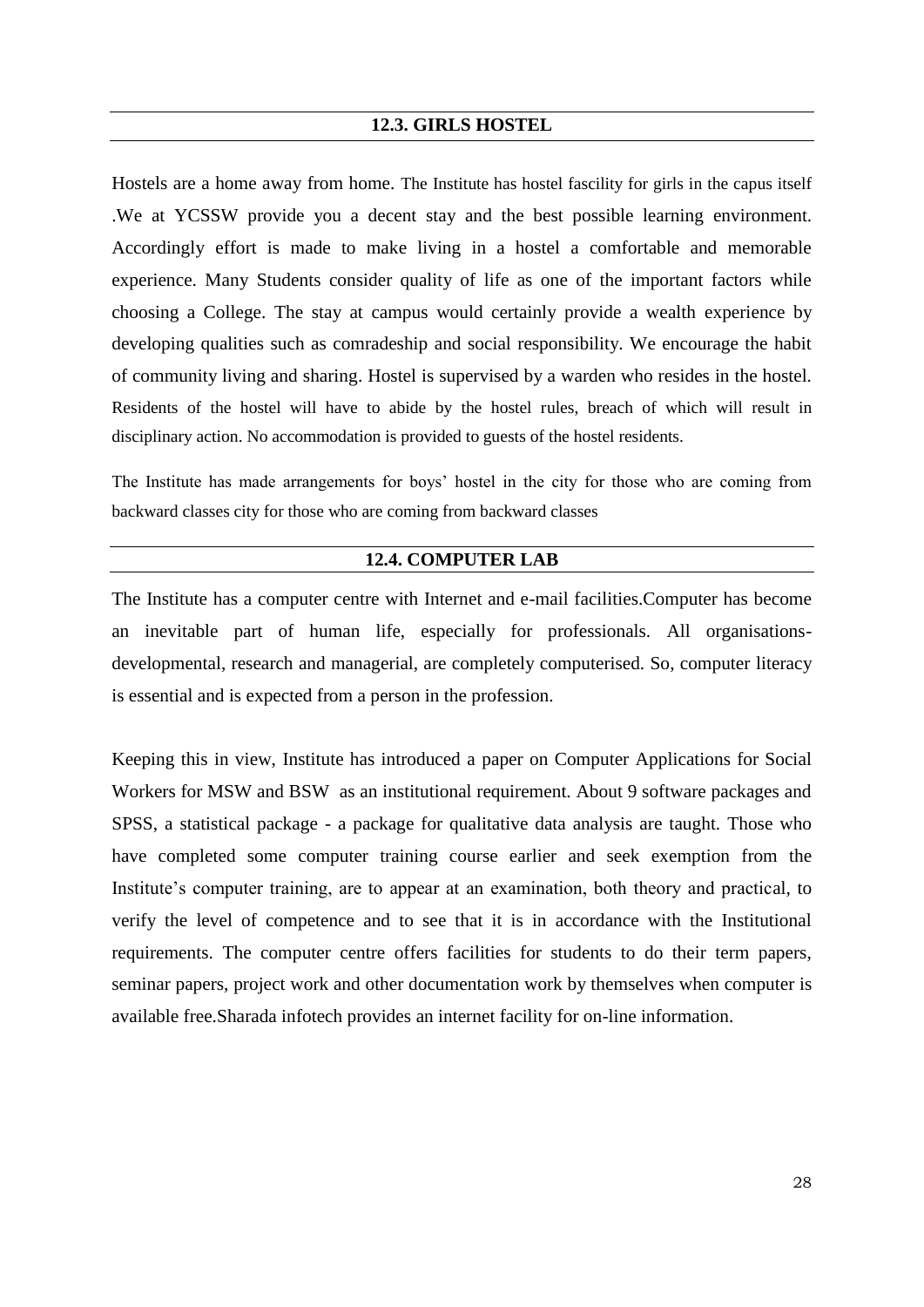## 12.3. GIRLS HOSTEL

Hostels are a home away from home. The Institute has hostel fascility for girls in the capus itself .We at YCSSW provide you a decent stay and the best possible learning environment. Accordingly effort is made to make living in a hostel a comfortable and memorable experience. Many Students consider quality of life as one of the important factors while choosing a College. The stay at campus would certainly provide a wealth experience by developing qualities such as comradeship and social responsibility. We encourage the habit of community living and sharing. Hostel is supervised by a warden who resides in the hostel. Residents of the hostel will have to abide by the hostel rules, breach of which will result in disciplinary action. No accommodation is provided to guests of the hostel residents.

The Institute has made arrangements for boys' hostel in the city for those who are coming from backward classes city for those who are coming from backward classes

## 12.4. COMPUTER LAB

The Institute has a computer centre with Internet and e-mail facilities.Computer has become an inevitable part of human life, especially for professionals. All organisations-developmental, research and managerial, are completely computerised. So, computer literacy is essential and is expected from a person in the profession.

Keeping this in view, Institute has introduced a paper on Computer Applications for Social Workers for MSW and BSW as an institutional requirement. About 9 software packages and SPSS, a statistical package - a package for qualitative data analysis are taught. Those who have completed some computer training course earlier and seek exemption from the Institute's computer training, are to appear at an examination, both theory and practical, to verify the level of competence and to see that it is in accordance with the Institutional requirements. The computer centre offers facilities for students to do their term papers, seminar papers, project work and other documentation work by themselves when computer is available free.Sharada infotech provides an internet facility for on-line information.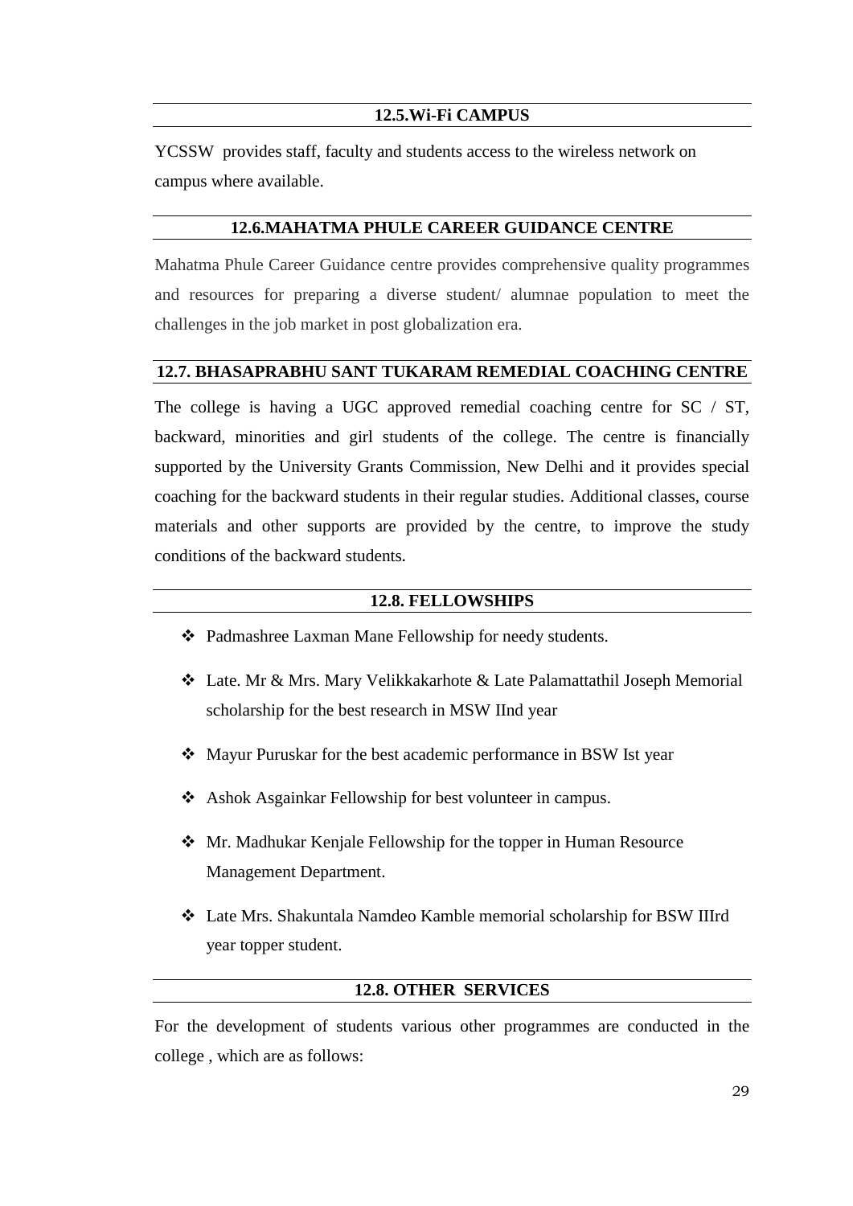## 12.5.Wi-Fi CAMPUS

YCSSW provides staff, faculty and students access to the wireless network on campus where available.

## 12.6.MAHATMA PHULE CAREER GUIDANCE CENTRE

Mahatma Phule Career Guidance centre provides comprehensive quality programmes and resources for preparing a diverse student/ alumnae population to meet the challenges in the job market in post globalization era.

## 12.7. BHASAPRABHU SANT TUKARAM REMEDIAL COACHING CENTRE

The college is having a UGC approved remedial coaching centre for SC / ST, backward, minorities and girl students of the college. The centre is financially supported by the University Grants Commission, New Delhi and it provides special coaching for the backward students in their regular studies. Additional classes, course materials and other supports are provided by the centre, to improve the study conditions of the backward students.

## 12.8. FELLOWSHIPS

- Padmashree Laxman Mane Fellowship for needy students.
- Late. Mr & Mrs. Mary Velikkakarhote & Late Palamattathil Joseph Memorial scholarship for the best research in MSW IInd year
- Mayur Puruskar for the best academic performance in BSW Ist year
- Ashok Asgainkar Fellowship for best volunteer in campus.
- Mr. Madhukar Kenjale Fellowship for the topper in Human Resource Management Department.
- Late Mrs. Shakuntala Namdeo Kamble memorial scholarship for BSW IIIrd year topper student.

## 12.8. OTHER SERVICES

For the development of students various other programmes are conducted in the college , which are as follows: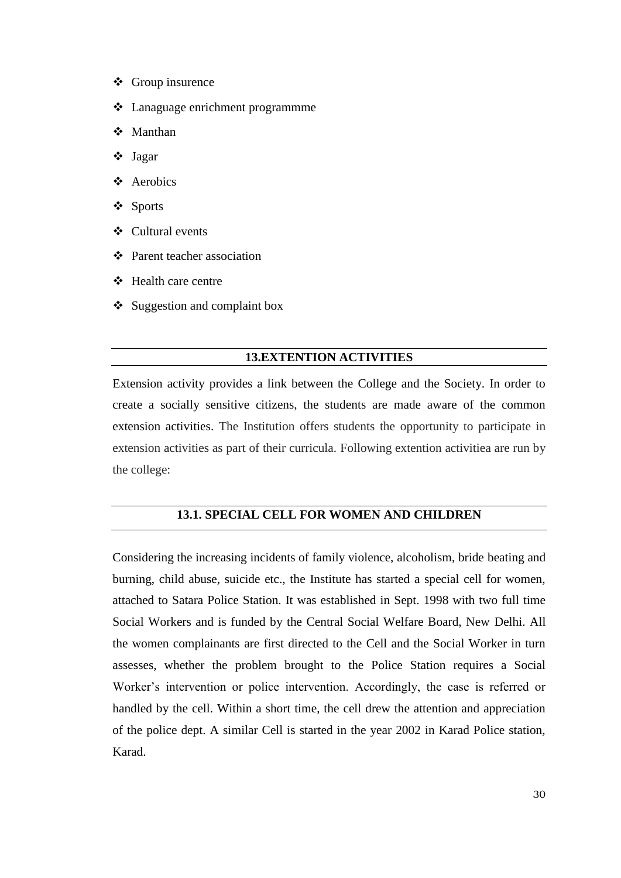- Group insurence
- Lanaguage enrichment programmme
- Manthan
- Jagar
- Aerobics
- Sports
- Cultural events
- Parent teacher association
- Health care centre
- Suggestion and complaint box

## 13.EXTENTION ACTIVITIES

Extension activity provides a link between the College and the Society. In order to create a socially sensitive citizens, the students are made aware of the common extension activities. The Institution offers students the opportunity to participate in extension activities as part of their curricula. Following extention activitiea are run by the college:

### 13.1. SPECIAL CELL FOR WOMEN AND CHILDREN

Considering the increasing incidents of family violence, alcoholism, bride beating and burning, child abuse, suicide etc., the Institute has started a special cell for women, attached to Satara Police Station. It was established in Sept. 1998 with two full time Social Workers and is funded by the Central Social Welfare Board, New Delhi. All the women complainants are first directed to the Cell and the Social Worker in turn assesses, whether the problem brought to the Police Station requires a Social Worker's intervention or police intervention. Accordingly, the case is referred or handled by the cell. Within a short time, the cell drew the attention and appreciation of the police dept. A similar Cell is started in the year 2002 in Karad Police station, Karad.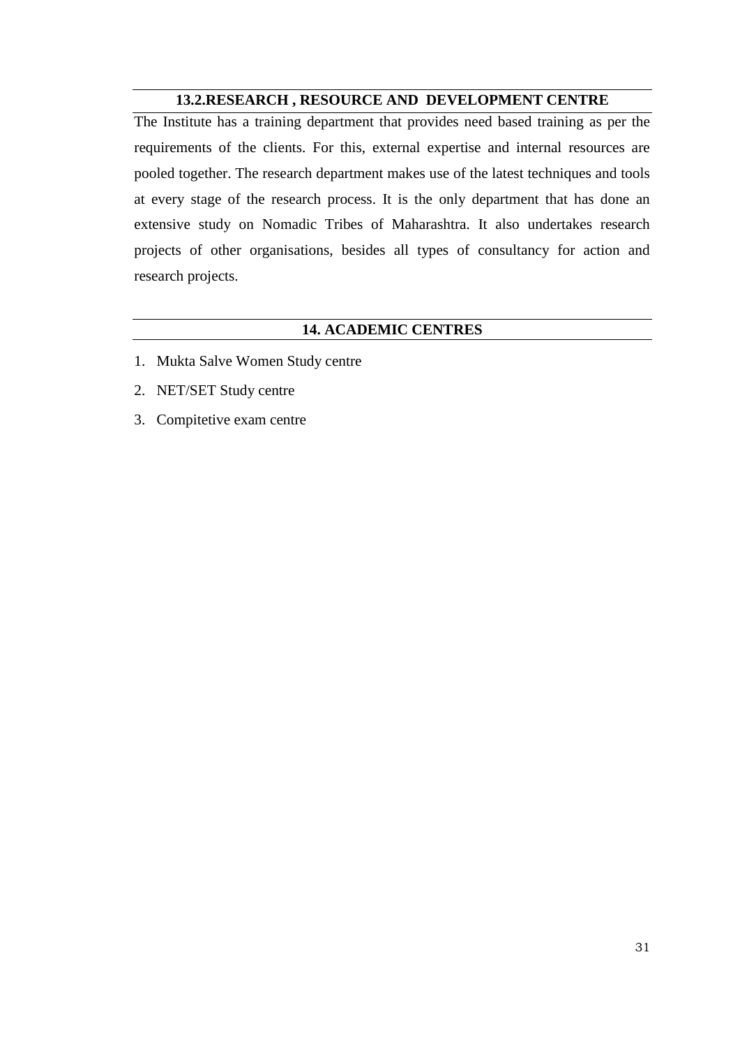## 13.2.RESEARCH , RESOURCE AND DEVELOPMENT CENTRE

The Institute has a training department that provides need based training as per the requirements of the clients. For this, external expertise and internal resources are pooled together. The research department makes use of the latest techniques and tools at every stage of the research process. It is the only department that has done an extensive study on Nomadic Tribes of Maharashtra. It also undertakes research projects of other organisations, besides all types of consultancy for action and research projects.

## 14. ACADEMIC CENTRES

1. Mukta Salve Women Study centre
2. NET/SET Study centre
3. Compitetive exam centre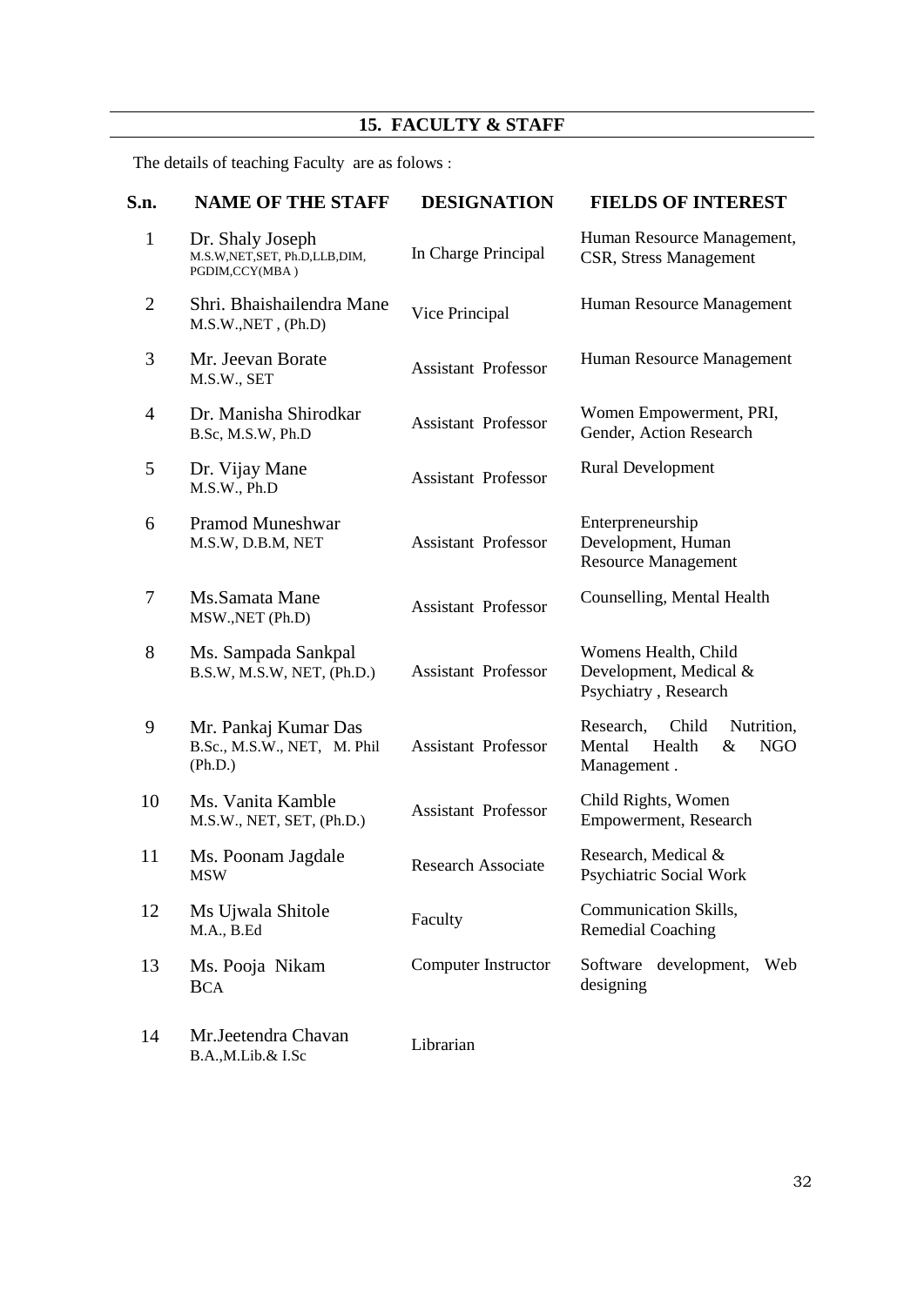## 15. FACULTY & STAFF

The details of teaching Faculty are as folows :

| S.n. | NAME OF THE STAFF | DESIGNATION | FIELDS OF INTEREST |
|---|---|---|---|
| 1 | Dr. Shaly Joseph<br>M.S.W,NET,SET, Ph.D,LLB,DIM, PGDIM,CCY(MBA ) | In Charge Principal | Human Resource Management, CSR, Stress Management |
| 2 | Shri. Bhaishailendra Mane<br>M.S.W.,NET , (Ph.D) | Vice Principal | Human Resource Management |
| 3 | Mr. Jeevan Borate<br>M.S.W., SET | Assistant Professor | Human Resource Management |
| 4 | Dr. Manisha Shirodkar<br>B.Sc, M.S.W, Ph.D | Assistant Professor | Women Empowerment, PRI, Gender, Action Research |
| 5 | Dr. Vijay Mane<br>M.S.W., Ph.D | Assistant Professor | Rural Development |
| 6 | Pramod Muneshwar<br>M.S.W, D.B.M, NET | Assistant Professor | Enterpreneurship Development, Human Resource Management |
| 7 | Ms.Samata Mane<br>MSW.,NET (Ph.D) | Assistant Professor | Counselling, Mental Health |
| 8 | Ms. Sampada Sankpal<br>B.S.W, M.S.W, NET, (Ph.D.) | Assistant Professor | Womens Health, Child Development, Medical & Psychiatry , Research |
| 9 | Mr. Pankaj Kumar Das<br>B.Sc., M.S.W., NET, M. Phil (Ph.D.) | Assistant Professor | Research, Child Nutrition, Mental Health & NGO Management . |
| 10 | Ms. Vanita Kamble<br>M.S.W., NET, SET, (Ph.D.) | Assistant Professor | Child Rights, Women Empowerment, Research |
| 11 | Ms. Poonam Jagdale<br>MSW | Research Associate | Research, Medical & Psychiatric Social Work |
| 12 | Ms Ujwala Shitole<br>M.A., B.Ed | Faculty | Communication Skills, Remedial Coaching |
| 13 | Ms. Pooja Nikam<br>BCA | Computer Instructor | Software development, Web designing |
| 14 | Mr.Jeetendra Chavan<br>B.A.,M.Lib.& I.Sc | Librarian | |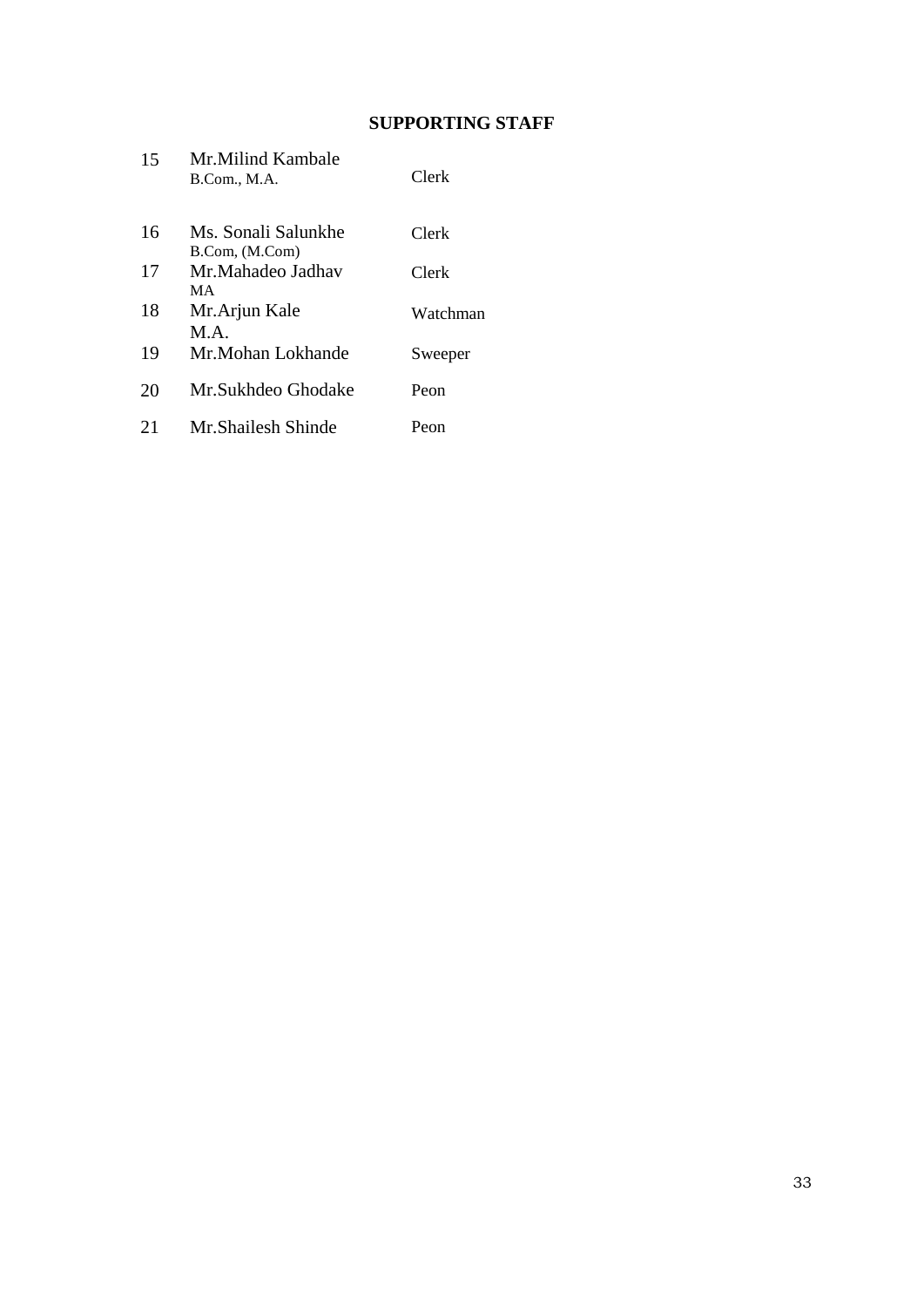## SUPPORTING STAFF

| | | |
|---|---|---|
| 15 | Mr.Milind Kambale<br>B.Com., M.A. | Clerk |
| 16 | Ms. Sonali Salunkhe<br>B.Com, (M.Com) | Clerk |
| 17 | Mr.Mahadeo Jadhav<br>MA | Clerk |
| 18 | Mr.Arjun Kale<br>M.A. | Watchman |
| 19 | Mr.Mohan Lokhande | Sweeper |
| 20 | Mr.Sukhdeo Ghodake | Peon |
| 21 | Mr.Shailesh Shinde | Peon |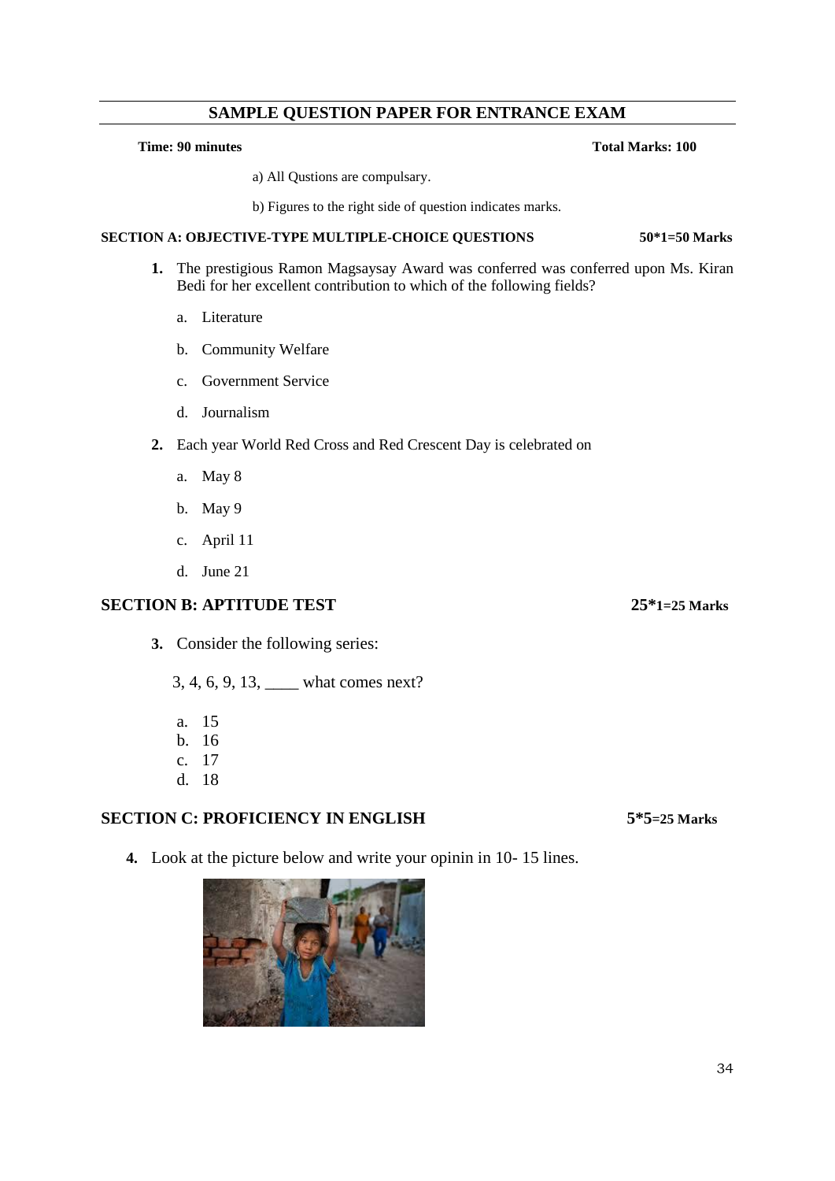## SAMPLE QUESTION PAPER FOR ENTRANCE EXAM

**Time: 90 minutes** **Total Marks: 100**

a) All Qustions are compulsary.

b) Figures to the right side of question indicates marks.

**SECTION A: OBJECTIVE-TYPE MULTIPLE-CHOICE QUESTIONS** **50*1=50 Marks**

**1.** The prestigious Ramon Magsaysay Award was conferred was conferred upon Ms. Kiran Bedi for her excellent contribution to which of the following fields?

a. Literature

b. Community Welfare

c. Government Service

d. Journalism

**2.** Each year World Red Cross and Red Crescent Day is celebrated on

a. May 8

b. May 9

c. April 11

d. June 21

### SECTION B: APTITUDE TEST **25*1=25 Marks**

**3.** Consider the following series:

3, 4, 6, 9, 13, ____ what comes next?

a. 15
b. 16
c. 17
d. 18

### SECTION C: PROFICIENCY IN ENGLISH **5*5=25 Marks**

**4.** Look at the picture below and write your opinin in 10- 15 lines.